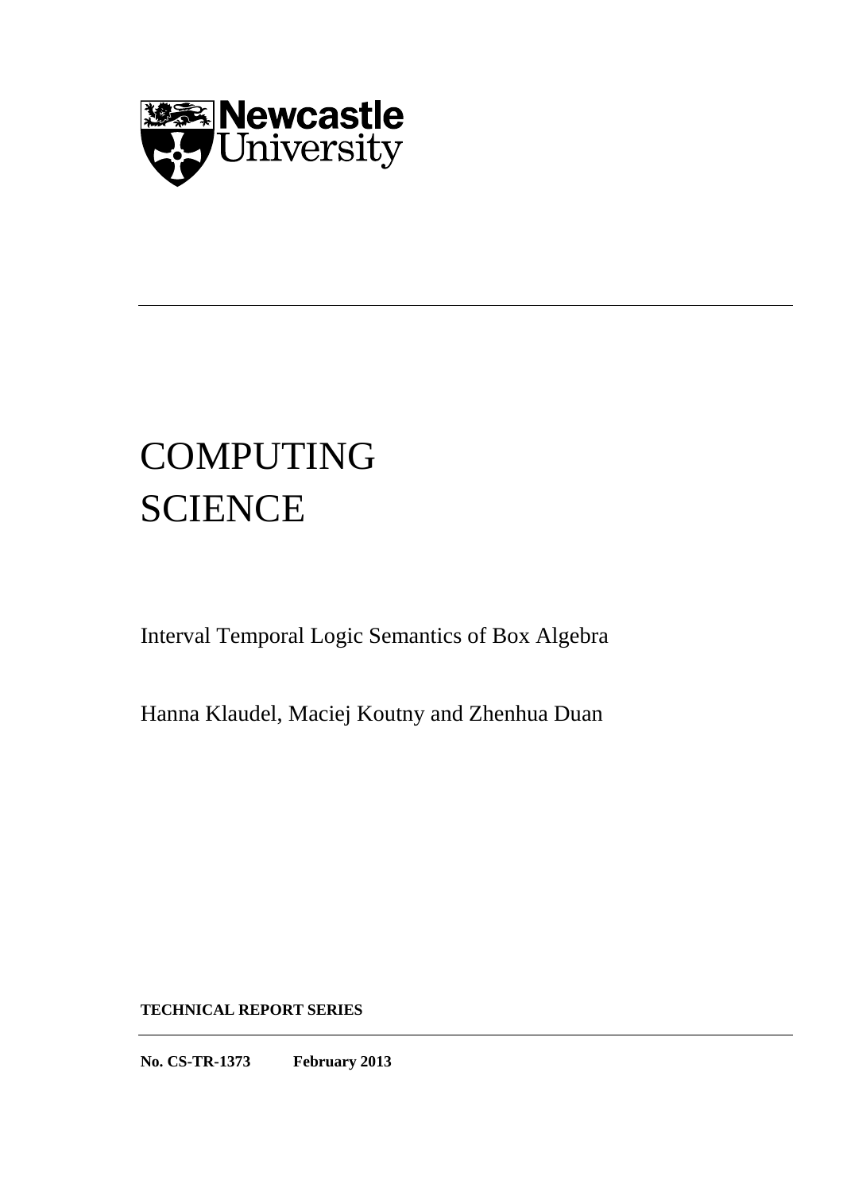Newcastle University

# COMPUTING SCIENCE

Interval Temporal Logic Semantics of Box Algebra

Hanna Klaudel, Maciej Koutny and Zhenhua Duan

**TECHNICAL REPORT SERIES**

**No. CS-TR-1373 February 2013**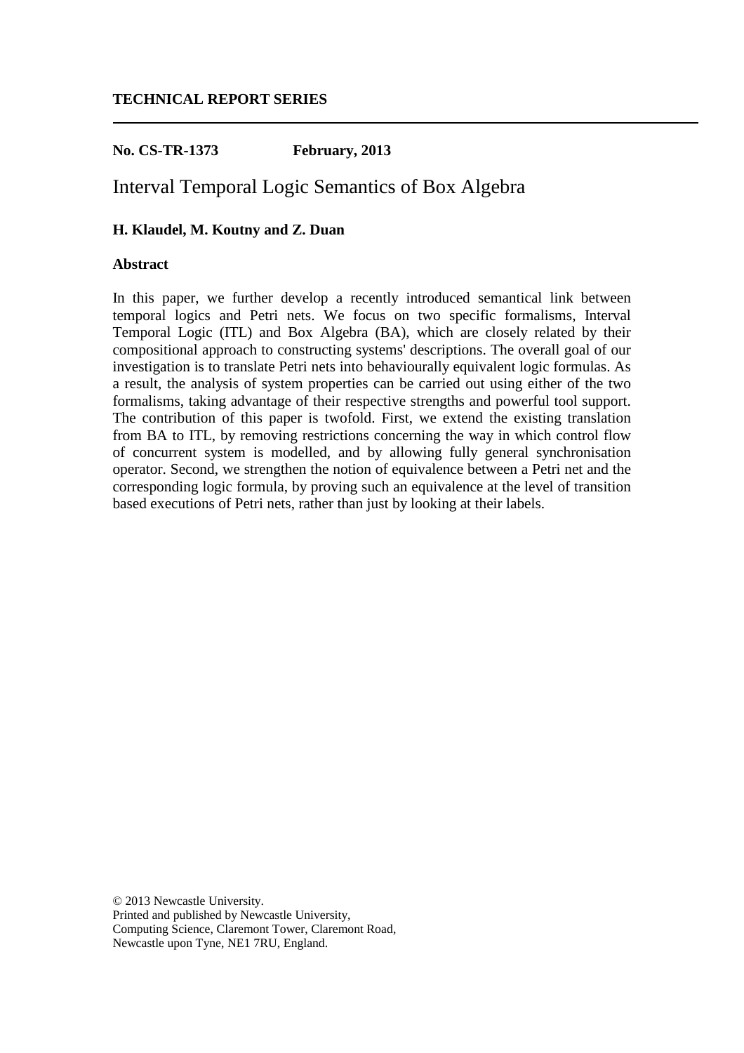**TECHNICAL REPORT SERIES**

---

**No. CS-TR-1373 February, 2013**

# Interval Temporal Logic Semantics of Box Algebra

**H. Klaudel, M. Koutny and Z. Duan**

**Abstract**

In this paper, we further develop a recently introduced semantical link between temporal logics and Petri nets. We focus on two specific formalisms, Interval Temporal Logic (ITL) and Box Algebra (BA), which are closely related by their compositional approach to constructing systems' descriptions. The overall goal of our investigation is to translate Petri nets into behaviourally equivalent logic formulas. As a result, the analysis of system properties can be carried out using either of the two formalisms, taking advantage of their respective strengths and powerful tool support. The contribution of this paper is twofold. First, we extend the existing translation from BA to ITL, by removing restrictions concerning the way in which control flow of concurrent system is modelled, and by allowing fully general synchronisation operator. Second, we strengthen the notion of equivalence between a Petri net and the corresponding logic formula, by proving such an equivalence at the level of transition based executions of Petri nets, rather than just by looking at their labels.

© 2013 Newcastle University.
Printed and published by Newcastle University,
Computing Science, Claremont Tower, Claremont Road,
Newcastle upon Tyne, NE1 7RU, England.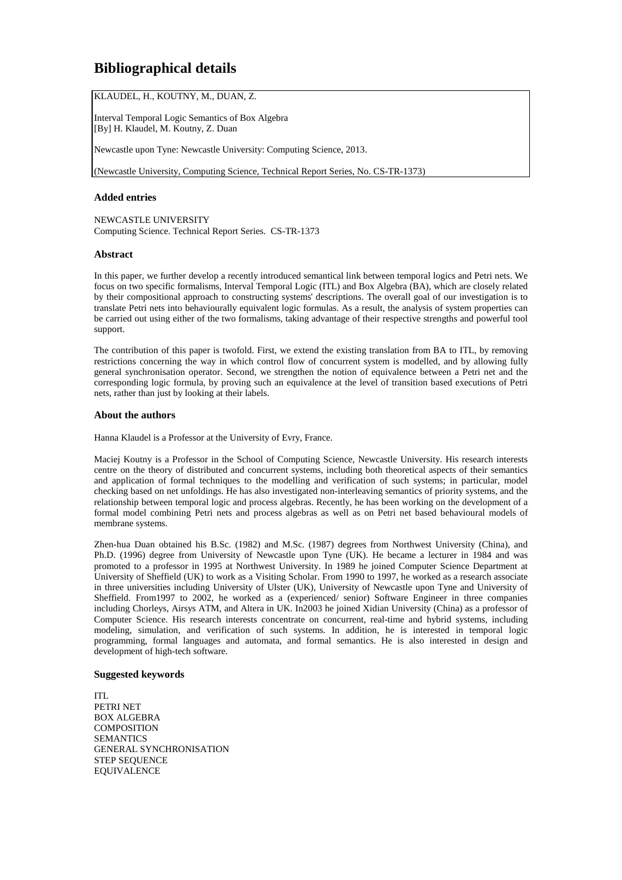# Bibliographical details

KLAUDEL, H., KOUTNY, M., DUAN, Z.

Interval Temporal Logic Semantics of Box Algebra
[By] H. Klaudel, M. Koutny, Z. Duan

Newcastle upon Tyne: Newcastle University: Computing Science, 2013.

(Newcastle University, Computing Science, Technical Report Series, No. CS-TR-1373)

### Added entries

NEWCASTLE UNIVERSITY
Computing Science. Technical Report Series. CS-TR-1373

### Abstract

In this paper, we further develop a recently introduced semantical link between temporal logics and Petri nets. We focus on two specific formalisms, Interval Temporal Logic (ITL) and Box Algebra (BA), which are closely related by their compositional approach to constructing systems' descriptions. The overall goal of our investigation is to translate Petri nets into behaviourally equivalent logic formulas. As a result, the analysis of system properties can be carried out using either of the two formalisms, taking advantage of their respective strengths and powerful tool support.

The contribution of this paper is twofold. First, we extend the existing translation from BA to ITL, by removing restrictions concerning the way in which control flow of concurrent system is modelled, and by allowing fully general synchronisation operator. Second, we strengthen the notion of equivalence between a Petri net and the corresponding logic formula, by proving such an equivalence at the level of transition based executions of Petri nets, rather than just by looking at their labels.

### About the authors

Hanna Klaudel is a Professor at the University of Evry, France.

Maciej Koutny is a Professor in the School of Computing Science, Newcastle University. His research interests centre on the theory of distributed and concurrent systems, including both theoretical aspects of their semantics and application of formal techniques to the modelling and verification of such systems; in particular, model checking based on net unfoldings. He has also investigated non-interleaving semantics of priority systems, and the relationship between temporal logic and process algebras. Recently, he has been working on the development of a formal model combining Petri nets and process algebras as well as on Petri net based behavioural models of membrane systems.

Zhen-hua Duan obtained his B.Sc. (1982) and M.Sc. (1987) degrees from Northwest University (China), and Ph.D. (1996) degree from University of Newcastle upon Tyne (UK). He became a lecturer in 1984 and was promoted to a professor in 1995 at Northwest University. In 1989 he joined Computer Science Department at University of Sheffield (UK) to work as a Visiting Scholar. From 1990 to 1997, he worked as a research associate in three universities including University of Ulster (UK), University of Newcastle upon Tyne and University of Sheffield. From1997 to 2002, he worked as a (experienced/ senior) Software Engineer in three companies including Chorleys, Airsys ATM, and Altera in UK. In2003 he joined Xidian University (China) as a professor of Computer Science. His research interests concentrate on concurrent, real-time and hybrid systems, including modeling, simulation, and verification of such systems. In addition, he is interested in temporal logic programming, formal languages and automata, and formal semantics. He is also interested in design and development of high-tech software.

### Suggested keywords

ITL
PETRI NET
BOX ALGEBRA
COMPOSITION
SEMANTICS
GENERAL SYNCHRONISATION
STEP SEQUENCE
EQUIVALENCE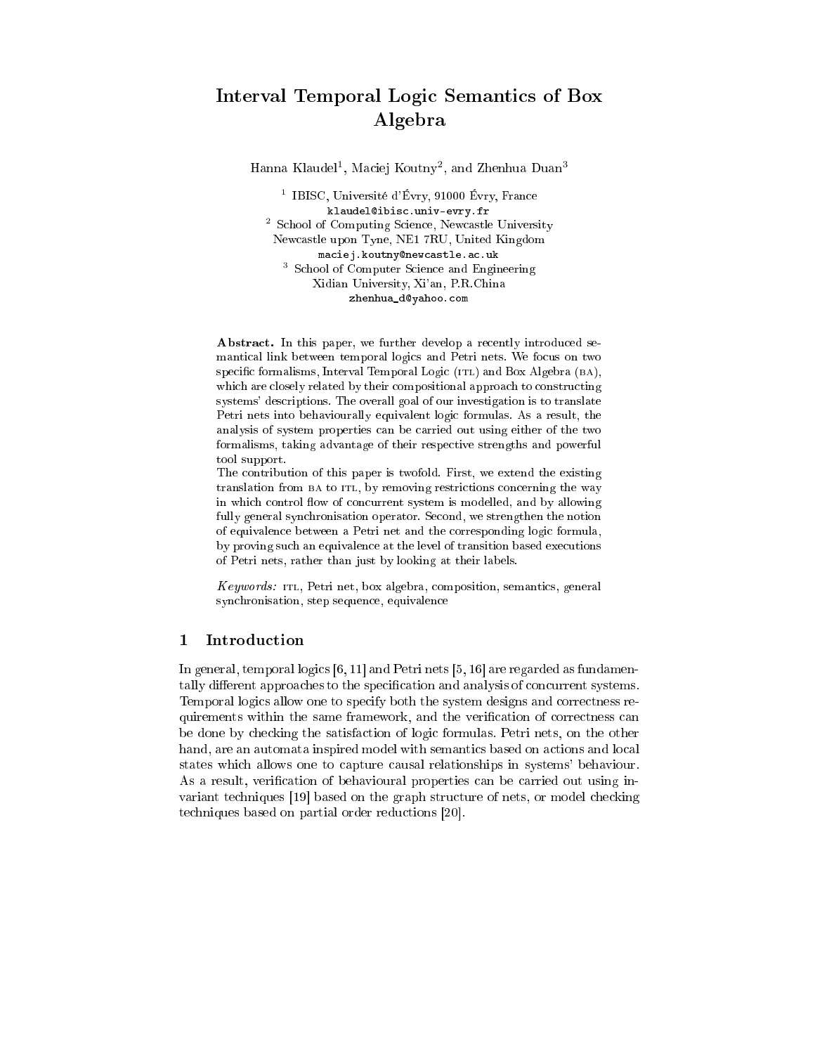# Interval Temporal Logic Semantics of Box Algebra

Hanna Klaudel[1], Maciej Koutny[2], and Zhenhua Duan[3]

[1] IBISC, Université d'Évry, 91000 Évry, France
`klaudel@ibisc.univ-evry.fr`
[2] School of Computing Science, Newcastle University
Newcastle upon Tyne, NE1 7RU, United Kingdom
`maciej.koutny@newcastle.ac.uk`
[3] School of Computer Science and Engineering
Xidian University, Xi'an, P.R.China
`zhenhua_d@yahoo.com`

**Abstract.** In this paper, we further develop a recently introduced semantical link between temporal logics and Petri nets. We focus on two specific formalisms, Interval Temporal Logic (ITL) and Box Algebra (BA), which are closely related by their compositional approach to constructing systems' descriptions. The overall goal of our investigation is to translate Petri nets into behaviourally equivalent logic formulas. As a result, the analysis of system properties can be carried out using either of the two formalisms, taking advantage of their respective strengths and powerful tool support.

The contribution of this paper is twofold. First, we extend the existing translation from BA to ITL, by removing restrictions concerning the way in which control flow of concurrent system is modelled, and by allowing fully general synchronisation operator. Second, we strengthen the notion of equivalence between a Petri net and the corresponding logic formula, by proving such an equivalence at the level of transition based executions of Petri nets, rather than just by looking at their labels.

*Keywords:* ITL, Petri net, box algebra, composition, semantics, general synchronisation, step sequence, equivalence

## 1 Introduction

In general, temporal logics [6, 11] and Petri nets [5, 16] are regarded as fundamentally different approaches to the specification and analysis of concurrent systems. Temporal logics allow one to specify both the system designs and correctness requirements within the same framework, and the verification of correctness can be done by checking the satisfaction of logic formulas. Petri nets, on the other hand, are an automata inspired model with semantics based on actions and local states which allows one to capture causal relationships in systems' behaviour. As a result, verification of behavioural properties can be carried out using invariant techniques [19] based on the graph structure of nets, or model checking techniques based on partial order reductions [20].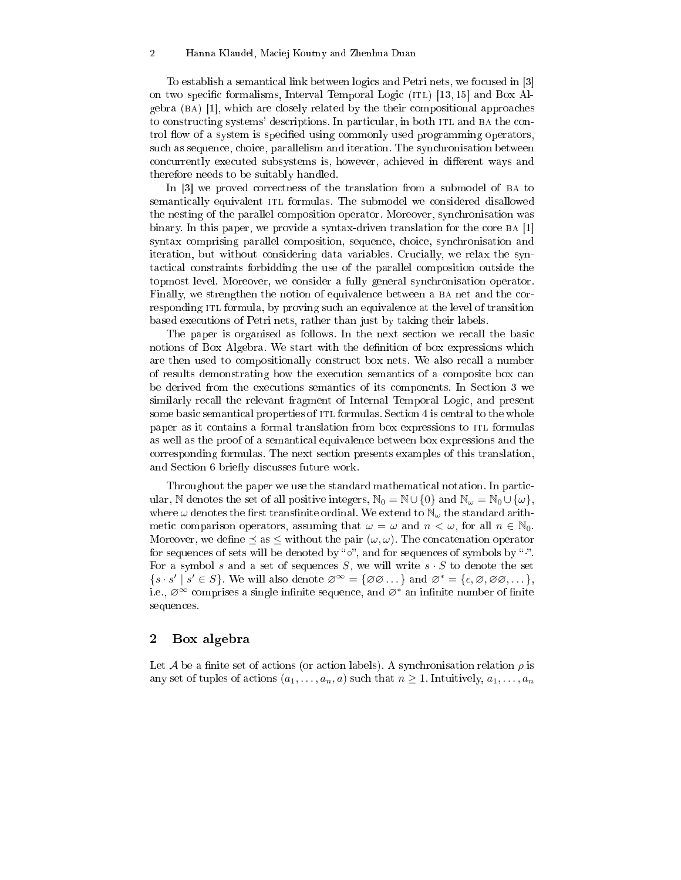To establish a semantical link between logics and Petri nets, we focused in [3] on two specific formalisms, Interval Temporal Logic (ITL) [13, 15] and Box Algebra (BA) [1], which are closely related by the their compositional approaches to constructing systems' descriptions. In particular, in both ITL and BA the control flow of a system is specified using commonly used programming operators, such as sequence, choice, parallelism and iteration. The synchronisation between concurrently executed subsystems is, however, achieved in different ways and therefore needs to be suitably handled.

In [3] we proved correctness of the translation from a submodel of BA to semantically equivalent ITL formulas. The submodel we considered disallowed the nesting of the parallel composition operator. Moreover, synchronisation was binary. In this paper, we provide a syntax-driven translation for the core BA [1] syntax comprising parallel composition, sequence, choice, synchronisation and iteration, but without considering data variables. Crucially, we relax the syntactical constraints forbidding the use of the parallel composition outside the topmost level. Moreover, we consider a fully general synchronisation operator. Finally, we strengthen the notion of equivalence between a BA net and the corresponding ITL formula, by proving such an equivalence at the level of transition based executions of Petri nets, rather than just by taking their labels.

The paper is organised as follows. In the next section we recall the basic notions of Box Algebra. We start with the definition of box expressions which are then used to compositionally construct box nets. We also recall a number of results demonstrating how the execution semantics of a composite box can be derived from the executions semantics of its components. In Section 3 we similarly recall the relevant fragment of Internal Temporal Logic, and present some basic semantical properties of ITL formulas. Section 4 is central to the whole paper as it contains a formal translation from box expressions to ITL formulas as well as the proof of a semantical equivalence between box expressions and the corresponding formulas. The next section presents examples of this translation, and Section 6 briefly discusses future work.

Throughout the paper we use the standard mathematical notation. In particular, $\mathbb{N}$ denotes the set of all positive integers, $\mathbb{N}_0 = \mathbb{N} \cup \{0\}$ and $\mathbb{N}_\omega = \mathbb{N}_0 \cup \{\omega\}$, where $\omega$ denotes the first transfinite ordinal. We extend to $\mathbb{N}_\omega$ the standard arithmetic comparison operators, assuming that $\omega = \omega$ and $n < \omega$, for all $n \in \mathbb{N}_0$. Moreover, we define $\preceq$ as $\leq$ without the pair $(\omega, \omega)$. The concatenation operator for sequences of sets will be denoted by "$\circ$", and for sequences of symbols by "$\cdot$". For a symbol $s$ and a set of sequences $S$, we will write $s \cdot S$ to denote the set $\{s \cdot s' \mid s' \in S\}$. We will also denote $\varnothing^\infty = \{\varnothing\varnothing\ldots\}$ and $\varnothing^* = \{\epsilon, \varnothing, \varnothing\varnothing, \ldots\}$, i.e., $\varnothing^\infty$ comprises a single infinite sequence, and $\varnothing^*$ an infinite number of finite sequences.

## 2 Box algebra

Let $\mathcal{A}$ be a finite set of actions (or action labels). A synchronisation relation $\rho$ is any set of tuples of actions $(a_1, \ldots, a_n, a)$ such that $n \geq 1$. Intuitively, $a_1, \ldots, a_n$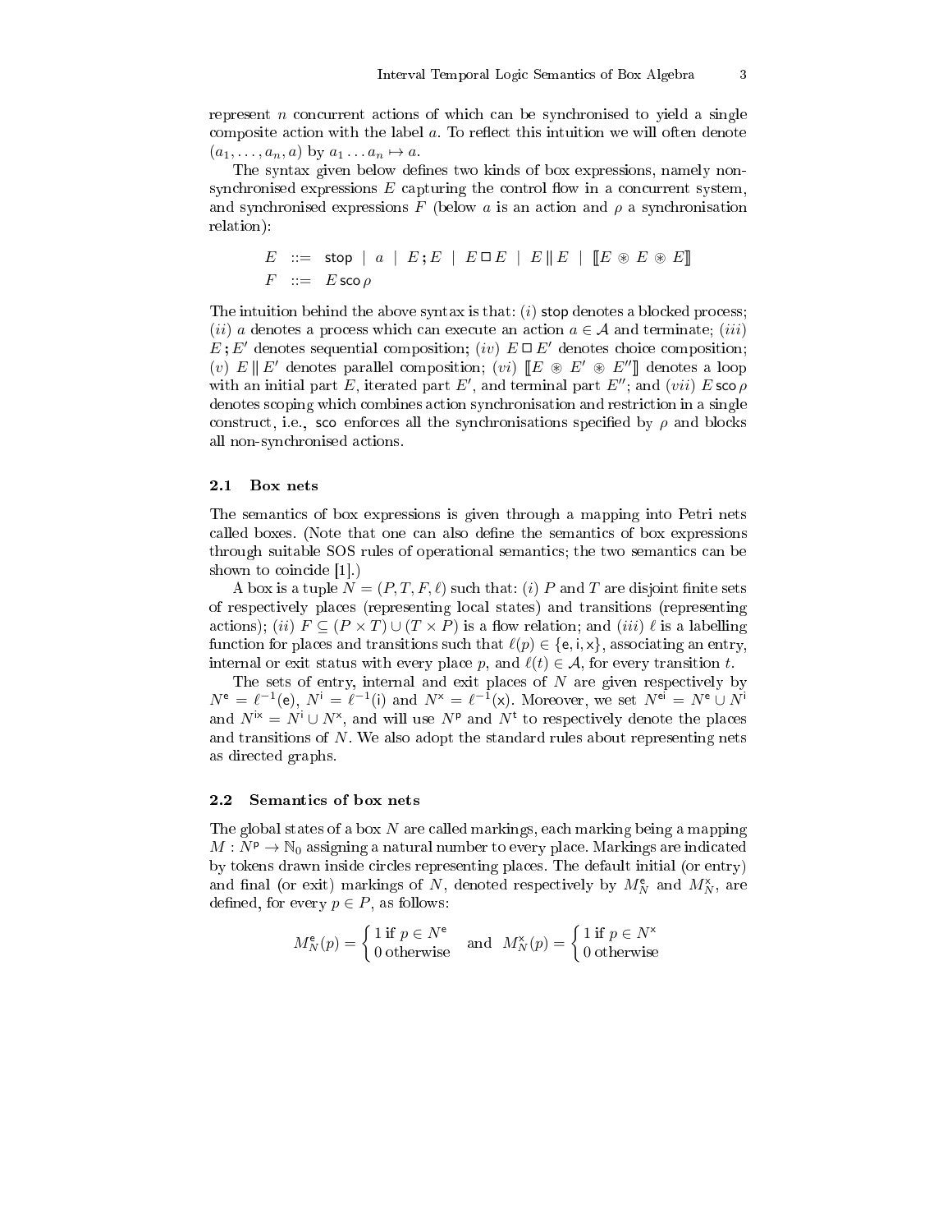represent $n$ concurrent actions of which can be synchronised to yield a single composite action with the label $a$. To reflect this intuition we will often denote $(a_1, \ldots, a_n, a)$ by $a_1 \ldots a_n \mapsto a$.

The syntax given below defines two kinds of box expressions, namely non-synchronised expressions $E$ capturing the control flow in a concurrent system, and synchronised expressions $F$ (below $a$ is an action and $\rho$ a synchronisation relation):

$$E \;::=\; \mathsf{stop} \;\mid\; a \;\mid\; E\,;E \;\mid\; E \,\Box\, E \;\mid\; E \,\|\, E \;\mid\; [\![E \circledast E \circledast E]\!]$$
$$F \;::=\; E\,\mathsf{sco}\,\rho$$

The intuition behind the above syntax is that: $(i)$ $\mathsf{stop}$ denotes a blocked process; $(ii)$ $a$ denotes a process which can execute an action $a \in \mathcal{A}$ and terminate; $(iii)$ $E\,; E'$ denotes sequential composition; $(iv)$ $E \,\Box\, E'$ denotes choice composition; $(v)$ $E \,\|\, E'$ denotes parallel composition; $(vi)$ $[\![E \circledast E' \circledast E'']\!]$ denotes a loop with an initial part $E$, iterated part $E'$, and terminal part $E''$; and $(vii)$ $E\,\mathsf{sco}\,\rho$ denotes scoping which combines action synchronisation and restriction in a single construct, i.e., $\mathsf{sco}$ enforces all the synchronisations specified by $\rho$ and blocks all non-synchronised actions.

### 2.1 Box nets

The semantics of box expressions is given through a mapping into Petri nets called boxes. (Note that one can also define the semantics of box expressions through suitable SOS rules of operational semantics; the two semantics can be shown to coincide [1].)

A box is a tuple $N = (P, T, F, \ell)$ such that: $(i)$ $P$ and $T$ are disjoint finite sets of respectively places (representing local states) and transitions (representing actions); $(ii)$ $F \subseteq (P \times T) \cup (T \times P)$ is a flow relation; and $(iii)$ $\ell$ is a labelling function for places and transitions such that $\ell(p) \in \{\mathsf{e}, \mathsf{i}, \mathsf{x}\}$, associating an entry, internal or exit status with every place $p$, and $\ell(t) \in \mathcal{A}$, for every transition $t$.

The sets of entry, internal and exit places of $N$ are given respectively by $N^{\mathsf{e}} = \ell^{-1}(\mathsf{e})$, $N^{\mathsf{i}} = \ell^{-1}(\mathsf{i})$ and $N^{\mathsf{x}} = \ell^{-1}(\mathsf{x})$. Moreover, we set $N^{\mathsf{ei}} = N^{\mathsf{e}} \cup N^{\mathsf{i}}$ and $N^{\mathsf{ix}} = N^{\mathsf{i}} \cup N^{\mathsf{x}}$, and will use $N^{\mathsf{p}}$ and $N^{\mathsf{t}}$ to respectively denote the places and transitions of $N$. We also adopt the standard rules about representing nets as directed graphs.

### 2.2 Semantics of box nets

The global states of a box $N$ are called markings, each marking being a mapping $M : N^{\mathsf{p}} \to \mathbb{N}_0$ assigning a natural number to every place. Markings are indicated by tokens drawn inside circles representing places. The default initial (or entry) and final (or exit) markings of $N$, denoted respectively by $M_N^{\mathsf{e}}$ and $M_N^{\mathsf{x}}$, are defined, for every $p \in P$, as follows:

$$M_N^{\mathsf{e}}(p) = \begin{cases} 1 \text{ if } p \in N^{\mathsf{e}} \\ 0 \text{ otherwise} \end{cases} \quad \text{and} \quad M_N^{\mathsf{x}}(p) = \begin{cases} 1 \text{ if } p \in N^{\mathsf{x}} \\ 0 \text{ otherwise} \end{cases}$$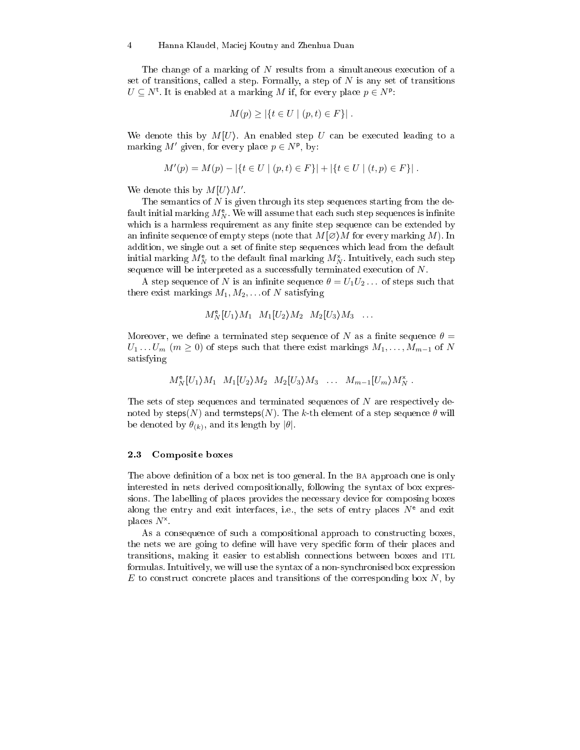The change of a marking of $N$ results from a simultaneous execution of a set of transitions, called a step. Formally, a step of $N$ is any set of transitions $U \subseteq N^{\mathsf{t}}$. It is enabled at a marking $M$ if, for every place $p \in N^{\mathsf{p}}$:

$$M(p) \geq |\{t \in U \mid (p,t) \in F\}| \ .$$

We denote this by $M[U\rangle$. An enabled step $U$ can be executed leading to a marking $M'$ given, for every place $p \in N^{\mathsf{p}}$, by:

$$M'(p) = M(p) - |\{t \in U \mid (p,t) \in F\}| + |\{t \in U \mid (t,p) \in F\}| \ .$$

We denote this by $M[U\rangle M'$.

The semantics of $N$ is given through its step sequences starting from the default initial marking $M_N^{\mathsf{e}}$. We will assume that each such step sequences is infinite which is a harmless requirement as any finite step sequence can be extended by an infinite sequence of empty steps (note that $M[\varnothing\rangle M$ for every marking $M$). In addition, we single out a set of finite step sequences which lead from the default initial marking $M_N^{\mathsf{e}}$ to the default final marking $M_N^{\mathsf{x}}$. Intuitively, each such step sequence will be interpreted as a successfully terminated execution of $N$.

A step sequence of $N$ is an infinite sequence $\theta = U_1 U_2 \ldots$ of steps such that there exist markings $M_1, M_2, \ldots$ of $N$ satisfying

$$M_N^{\mathsf{e}}[U_1\rangle M_1 \quad M_1[U_2\rangle M_2 \quad M_2[U_3\rangle M_3 \quad \ldots$$

Moreover, we define a terminated step sequence of $N$ as a finite sequence $\theta = U_1 \ldots U_m$ ($m \geq 0$) of steps such that there exist markings $M_1, \ldots, M_{m-1}$ of $N$ satisfying

$$M_N^{\mathsf{e}}[U_1\rangle M_1 \quad M_1[U_2\rangle M_2 \quad M_2[U_3\rangle M_3 \quad \ldots \quad M_{m-1}[U_m\rangle M_N^{\mathsf{x}} \ .$$

The sets of step sequences and terminated sequences of $N$ are respectively denoted by $\mathsf{steps}(N)$ and $\mathsf{termsteps}(N)$. The $k$-th element of a step sequence $\theta$ will be denoted by $\theta_{(k)}$, and its length by $|\theta|$.

### 2.3 Composite boxes

The above definition of a box net is too general. In the BA approach one is only interested in nets derived compositionally, following the syntax of box expressions. The labelling of places provides the necessary device for composing boxes along the entry and exit interfaces, i.e., the sets of entry places $N^{\mathsf{e}}$ and exit places $N^{\mathsf{x}}$.

As a consequence of such a compositional approach to constructing boxes, the nets we are going to define will have very specific form of their places and transitions, making it easier to establish connections between boxes and ITL formulas. Intuitively, we will use the syntax of a non-synchronised box expression $E$ to construct concrete places and transitions of the corresponding box $N$, by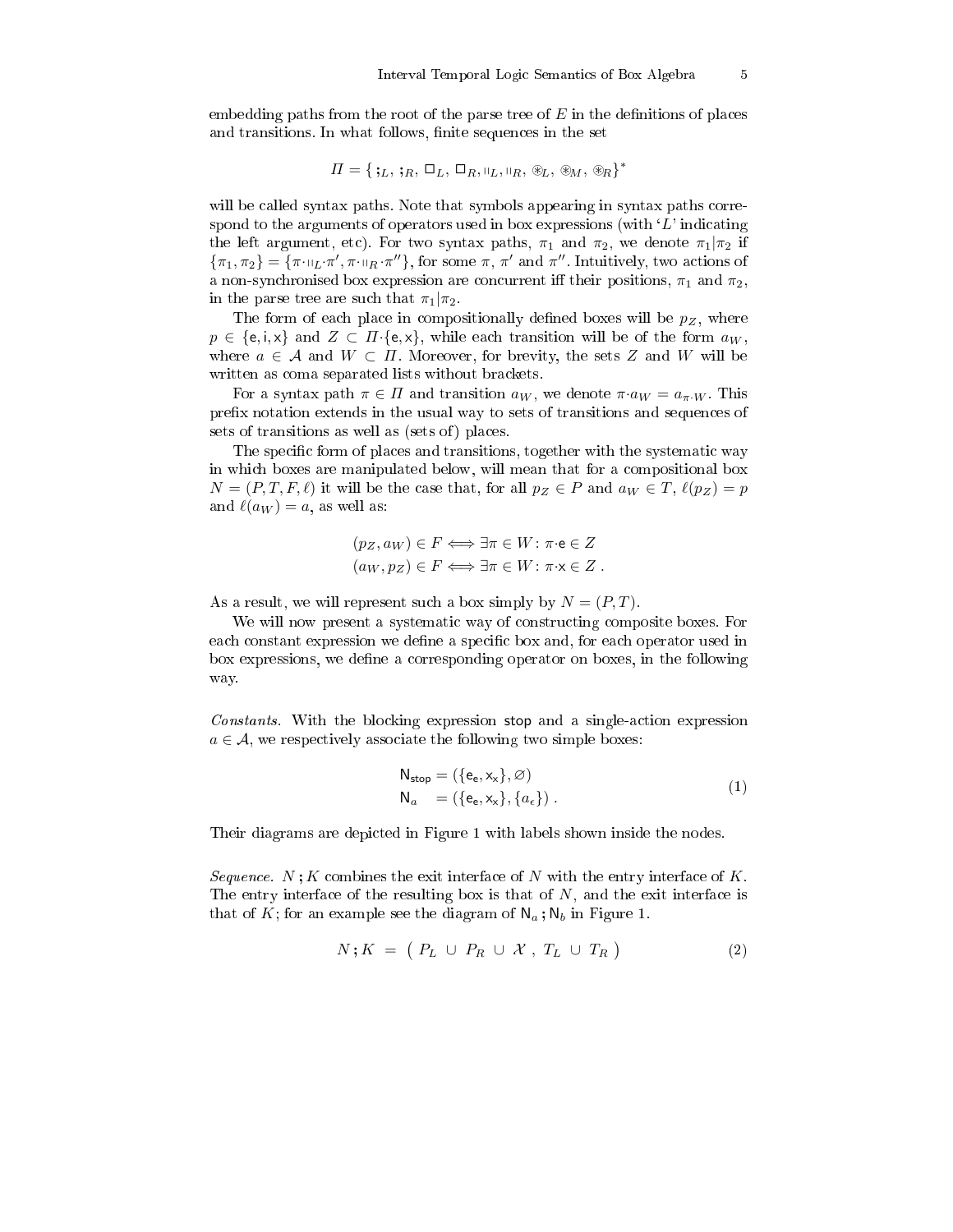embedding paths from the root of the parse tree of $E$ in the definitions of places and transitions. In what follows, finite sequences in the set

$$\Pi = \{\, ;_L,\ ;_R,\ \Box_L,\ \Box_R, \|_L, \|_R,\ \circledast_L,\ \circledast_M,\ \circledast_R \}^*$$

will be called syntax paths. Note that symbols appearing in syntax paths correspond to the arguments of operators used in box expressions (with '$L$' indicating the left argument, etc). For two syntax paths, $\pi_1$ and $\pi_2$, we denote $\pi_1|\pi_2$ if $\{\pi_1, \pi_2\} = \{\pi \cdot \|_L \cdot \pi', \pi \cdot \|_R \cdot \pi''\}$, for some $\pi$, $\pi'$ and $\pi''$. Intuitively, two actions of a non-synchronised box expression are concurrent iff their positions, $\pi_1$ and $\pi_2$, in the parse tree are such that $\pi_1|\pi_2$.

The form of each place in compositionally defined boxes will be $p_Z$, where $p \in \{\mathsf{e}, \mathsf{i}, \mathsf{x}\}$ and $Z \subset \Pi \cdot \{\mathsf{e}, \mathsf{x}\}$, while each transition will be of the form $a_W$, where $a \in \mathcal{A}$ and $W \subset \Pi$. Moreover, for brevity, the sets $Z$ and $W$ will be written as coma separated lists without brackets.

For a syntax path $\pi \in \Pi$ and transition $a_W$, we denote $\pi \cdot a_W = a_{\pi \cdot W}$. This prefix notation extends in the usual way to sets of transitions and sequences of sets of transitions as well as (sets of) places.

The specific form of places and transitions, together with the systematic way in which boxes are manipulated below, will mean that for a compositional box $N = (P, T, F, \ell)$ it will be the case that, for all $p_Z \in P$ and $a_W \in T$, $\ell(p_Z) = p$ and $\ell(a_W) = a$, as well as:

$$(p_Z, a_W) \in F \iff \exists \pi \in W : \pi \cdot \mathsf{e} \in Z$$
$$(a_W, p_Z) \in F \iff \exists \pi \in W : \pi \cdot \mathsf{x} \in Z\ .$$

As a result, we will represent such a box simply by $N = (P, T)$.

We will now present a systematic way of constructing composite boxes. For each constant expression we define a specific box and, for each operator used in box expressions, we define a corresponding operator on boxes, in the following way.

*Constants.* With the blocking expression $\mathsf{stop}$ and a single-action expression $a \in \mathcal{A}$, we respectively associate the following two simple boxes:

$$\begin{aligned} \mathsf{N}_{\mathsf{stop}} &= (\{\mathsf{e}_\mathsf{e}, \mathsf{x}_\mathsf{x}\}, \varnothing) \\ \mathsf{N}_a \quad &= (\{\mathsf{e}_\mathsf{e}, \mathsf{x}_\mathsf{x}\}, \{a_\epsilon\})\ . \end{aligned} \tag{1}$$

Their diagrams are depicted in Figure 1 with labels shown inside the nodes.

*Sequence.* $N\,;K$ combines the exit interface of $N$ with the entry interface of $K$. The entry interface of the resulting box is that of $N$, and the exit interface is that of $K$; for an example see the diagram of $\mathsf{N}_a\,;\mathsf{N}_b$ in Figure 1.

$$N\,;K \;=\; \big(\ P_L\ \cup\ P_R\ \cup\ \mathcal{X}\ ,\ T_L\ \cup\ T_R\ \big) \tag{2}$$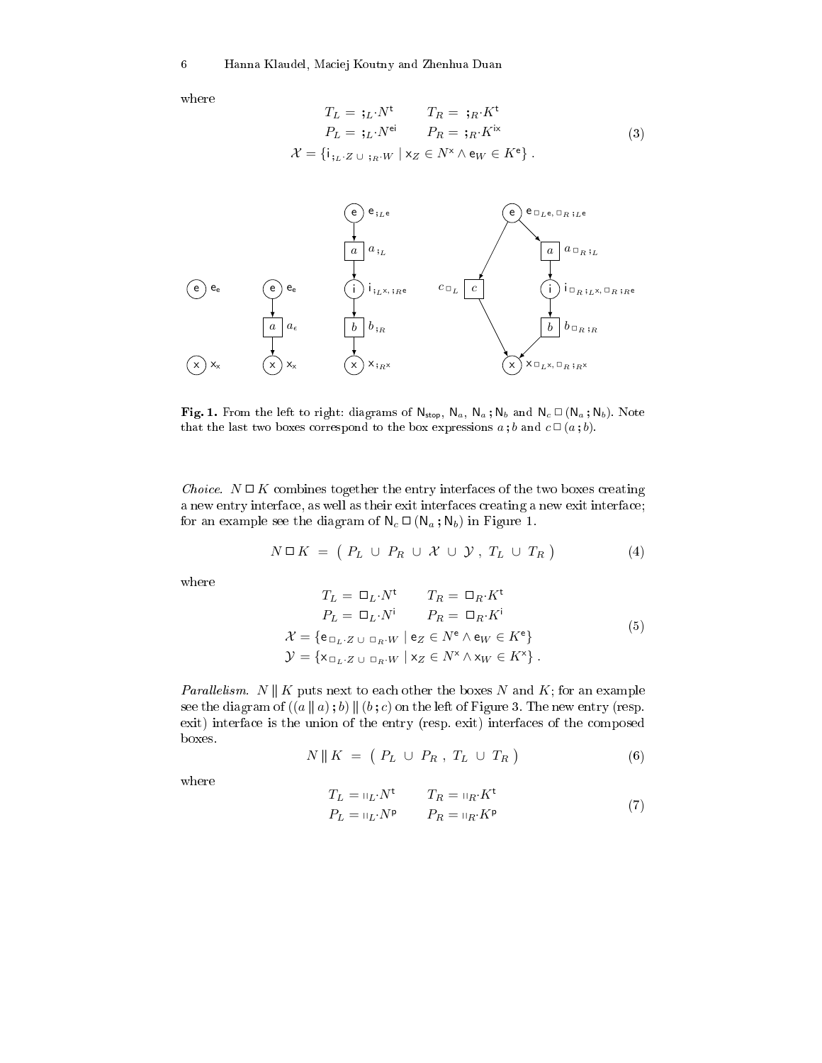where

$$
\begin{array}{ll}
T_L = \,;_L{\cdot}N^{\mathsf{t}} & T_R = \,;_R{\cdot}K^{\mathsf{t}} \\
P_L = \,;_L{\cdot}N^{\mathsf{ei}} & P_R = \,;_R{\cdot}K^{\mathsf{ix}} \\
\multicolumn{2}{c}{\mathcal{X} = \{\mathsf{i}_{;_L\cdot Z \,\cup\, ;_R\cdot W} \mid \mathsf{x}_Z \in N^{\mathsf{x}} \wedge \mathsf{e}_W \in K^{\mathsf{e}}\}\ .}
\end{array}
\tag{3}
$$

**Fig. 1.** From the left to right: diagrams of $\mathsf{N}_{\mathsf{stop}}$, $\mathsf{N}_a$, $\mathsf{N}_a\,;\mathsf{N}_b$ and $\mathsf{N}_c \,\square\, (\mathsf{N}_a\,;\mathsf{N}_b)$. Note that the last two boxes correspond to the box expressions $a\,;b$ and $c \,\square\, (a\,;b)$.

*Choice.* $N \,\square\, K$ combines together the entry interfaces of the two boxes creating a new entry interface, as well as their exit interfaces creating a new exit interface; for an example see the diagram of $\mathsf{N}_c \,\square\, (\mathsf{N}_a\,;\mathsf{N}_b)$ in Figure 1.

$$
N \,\square\, K \;=\; \big(\; P_L \;\cup\; P_R \;\cup\; \mathcal{X} \;\cup\; \mathcal{Y}\;,\; T_L \;\cup\; T_R \;\big)
\tag{4}
$$

where

$$
\begin{array}{ll}
T_L = \square_L{\cdot}N^{\mathsf{t}} & T_R = \square_R{\cdot}K^{\mathsf{t}} \\
P_L = \square_L{\cdot}N^{\mathsf{i}} & P_R = \square_R{\cdot}K^{\mathsf{i}} \\
\multicolumn{2}{l}{\mathcal{X} = \{\mathsf{e}_{\square_L\cdot Z \,\cup\, \square_R\cdot W} \mid \mathsf{e}_Z \in N^{\mathsf{e}} \wedge \mathsf{e}_W \in K^{\mathsf{e}}\}} \\
\multicolumn{2}{l}{\mathcal{Y} = \{\mathsf{x}_{\square_L\cdot Z \,\cup\, \square_R\cdot W} \mid \mathsf{x}_Z \in N^{\mathsf{x}} \wedge \mathsf{x}_W \in K^{\mathsf{x}}\}\ .}
\end{array}
\tag{5}
$$

*Parallelism.* $N \,\|\, K$ puts next to each other the boxes $N$ and $K$; for an example see the diagram of $((a \,\|\, a)\,;b) \,\|\, (b\,;c)$ on the left of Figure 3. The new entry (resp. exit) interface is the union of the entry (resp. exit) interfaces of the composed boxes.

$$
N \,\|\, K \;=\; \big(\; P_L \;\cup\; P_R \;,\; T_L \;\cup\; T_R \;\big)
\tag{6}
$$

where

$$
\begin{array}{ll}
T_L = \,\|_L{\cdot}N^{\mathsf{t}} & T_R = \,\|_R{\cdot}K^{\mathsf{t}} \\
P_L = \,\|_L{\cdot}N^{\mathsf{p}} & P_R = \,\|_R{\cdot}K^{\mathsf{p}}
\end{array}
\tag{7}
$$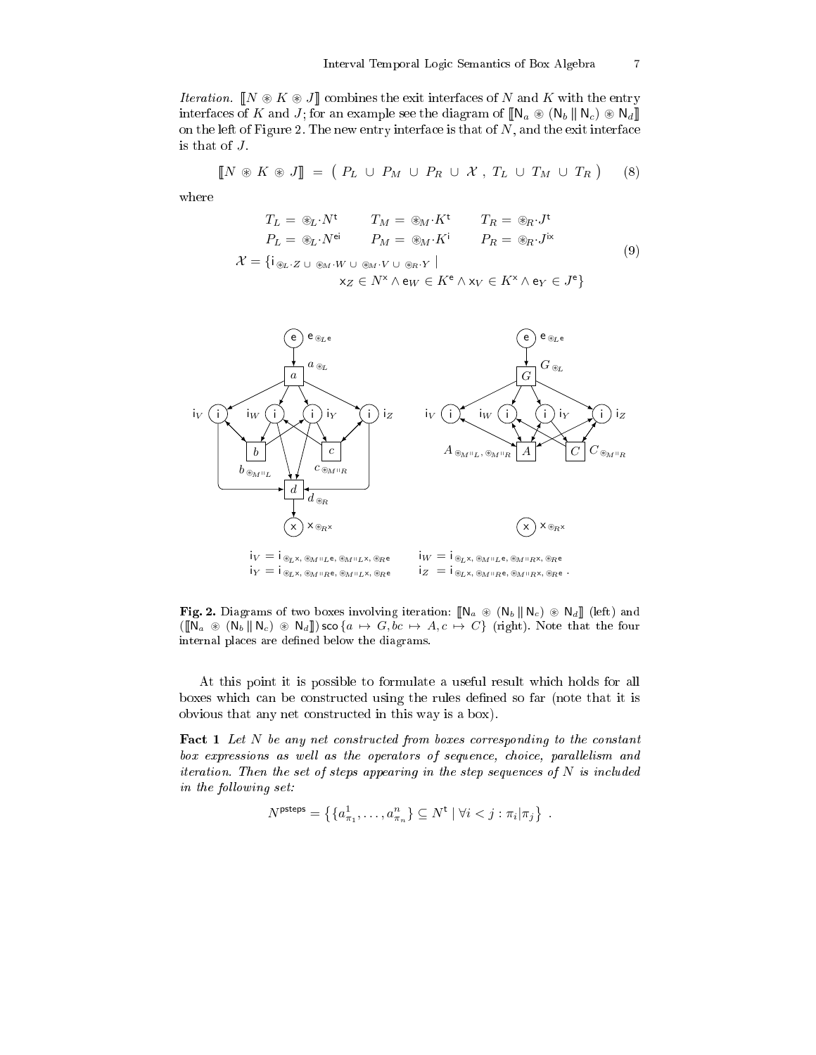*Iteration.* $[\![N \circledast K \circledast J]\!]$ combines the exit interfaces of $N$ and $K$ with the entry interfaces of $K$ and $J$; for an example see the diagram of $[\![\mathsf{N}_a \circledast (\mathsf{N}_b \,\|\, \mathsf{N}_c) \circledast \mathsf{N}_d]\!]$ on the left of Figure 2. The new entry interface is that of $N$, and the exit interface is that of $J$.

$$[\![N \circledast K \circledast J]\!] \;=\; \big(\; P_L \;\cup\; P_M \;\cup\; P_R \;\cup\; \mathcal{X} \;,\; T_L \;\cup\; T_M \;\cup\; T_R \;\big) \qquad (8)$$

where

$$\begin{array}{lll} T_L = \circledast_L \cdot N^{\mathsf{t}} & T_M = \circledast_M \cdot K^{\mathsf{t}} & T_R = \circledast_R \cdot J^{\mathsf{t}} \\ P_L = \circledast_L \cdot N^{\mathsf{ei}} & P_M = \circledast_M \cdot K^{\mathsf{i}} & P_R = \circledast_R \cdot J^{\mathsf{ix}} \end{array}$$
$$\mathcal{X} = \{ \mathsf{i}_{\,\circledast_L \cdot Z \,\cup\, \circledast_M \cdot W \,\cup\, \circledast_M \cdot V \,\cup\, \circledast_R \cdot Y} \mid \mathsf{x}_Z \in N^{\mathsf{x}} \wedge \mathsf{e}_W \in K^{\mathsf{e}} \wedge \mathsf{x}_V \in K^{\mathsf{x}} \wedge \mathsf{e}_Y \in J^{\mathsf{e}} \} \qquad (9)$$

$$\mathsf{i}_V = \mathsf{i}_{\,\circledast_L \mathsf{x},\, \circledast_{M \| L} \mathsf{e},\, \circledast_{M \| L} \mathsf{x},\, \circledast_R \mathsf{e}} \qquad \mathsf{i}_W = \mathsf{i}_{\,\circledast_L \mathsf{x},\, \circledast_{M \| L} \mathsf{e},\, \circledast_{M \| R} \mathsf{x},\, \circledast_R \mathsf{e}}$$
$$\mathsf{i}_Y = \mathsf{i}_{\,\circledast_L \mathsf{x},\, \circledast_{M \| R} \mathsf{e},\, \circledast_{M \| L} \mathsf{x},\, \circledast_R \mathsf{e}} \qquad \mathsf{i}_Z = \mathsf{i}_{\,\circledast_L \mathsf{x},\, \circledast_{M \| R} \mathsf{e},\, \circledast_{M \| R} \mathsf{x},\, \circledast_R \mathsf{e}} \,.$$

**Fig. 2.** Diagrams of two boxes involving iteration: $[\![\mathsf{N}_a \circledast (\mathsf{N}_b \,\|\, \mathsf{N}_c) \circledast \mathsf{N}_d]\!]$ (left) and $([\![\mathsf{N}_a \circledast (\mathsf{N}_b \,\|\, \mathsf{N}_c) \circledast \mathsf{N}_d]\!])\,\mathsf{sco}\,\{a \mapsto G, bc \mapsto A, c \mapsto C\}$ (right). Note that the four internal places are defined below the diagrams.

At this point it is possible to formulate a useful result which holds for all boxes which can be constructed using the rules defined so far (note that it is obvious that any net constructed in this way is a box).

**Fact 1** *Let $N$ be any net constructed from boxes corresponding to the constant box expressions as well as the operators of sequence, choice, parallelism and iteration. Then the set of steps appearing in the step sequences of $N$ is included in the following set:*

$$N^{\mathsf{psteps}} = \big\{ \{a^1_{\pi_1}, \ldots, a^n_{\pi_n}\} \subseteq N^{\mathsf{t}} \mid \forall i < j : \pi_i | \pi_j \big\} \ .$$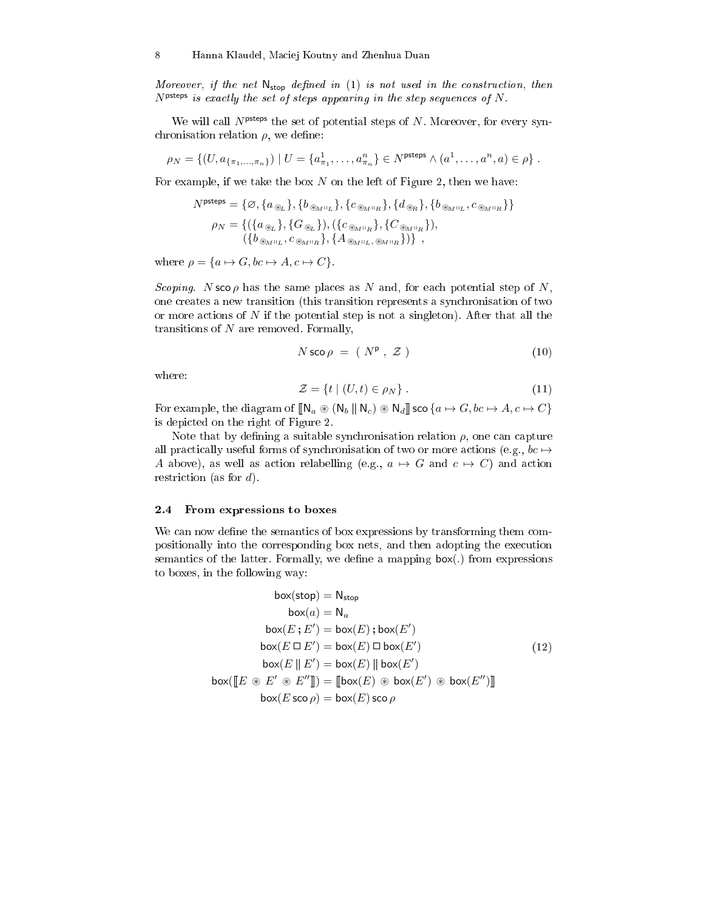*Moreover, if the net* $\mathsf{N}_{\mathsf{stop}}$ *defined in* (1) *is not used in the construction, then* $N^{\mathsf{psteps}}$ *is exactly the set of steps appearing in the step sequences of* $N$.

We will call $N^{\mathsf{psteps}}$ the set of potential steps of $N$. Moreover, for every synchronisation relation $\rho$, we define:

$$\rho_N = \{(U, a_{\{\pi_1,\ldots,\pi_n\}}) \mid U = \{a^1_{\pi_1}, \ldots, a^n_{\pi_n}\} \in N^{\mathsf{psteps}} \wedge (a^1, \ldots, a^n, a) \in \rho\} \ .$$

For example, if we take the box $N$ on the left of Figure 2, then we have:

$$\begin{aligned} N^{\mathsf{psteps}} &= \{\varnothing, \{a_{\circledast L}\}, \{b_{\circledast M \| L}\}, \{c_{\circledast M \| R}\}, \{d_{\circledast R}\}, \{b_{\circledast M \| L}, c_{\circledast M \| R}\}\} \\ \rho_N &= \{(\{a_{\circledast L}\}, \{G_{\circledast L}\}), (\{c_{\circledast M \| R}\}, \{C_{\circledast M \| R}\}), \\ &\quad\ (\{b_{\circledast M \| L}, c_{\circledast M \| R}\}, \{A_{\circledast M \| L, \circledast M \| R}\})\} \ , \end{aligned}$$

where $\rho = \{a \mapsto G, bc \mapsto A, c \mapsto C\}$.

*Scoping.* $N \,\mathsf{sco}\, \rho$ has the same places as $N$ and, for each potential step of $N$, one creates a new transition (this transition represents a synchronisation of two or more actions of $N$ if the potential step is not a singleton). After that all the transitions of $N$ are removed. Formally,

$$N \,\mathsf{sco}\, \rho \ = \ (\ N^{\mathsf{p}} \ , \ \mathcal{Z} \ ) \tag{10}$$

where:

$$\mathcal{Z} = \{t \mid (U, t) \in \rho_N\} \ . \tag{11}$$

For example, the diagram of $[\![\mathsf{N}_a \circledast (\mathsf{N}_b \,\|\, \mathsf{N}_c) \circledast \mathsf{N}_d]\!] \,\mathsf{sco}\, \{a \mapsto G, bc \mapsto A, c \mapsto C\}$ is depicted on the right of Figure 2.

Note that by defining a suitable synchronisation relation $\rho$, one can capture all practically useful forms of synchronisation of two or more actions (e.g., $bc \mapsto A$ above), as well as action relabelling (e.g., $a \mapsto G$ and $c \mapsto C$) and action restriction (as for $d$).

### 2.4 From expressions to boxes

We can now define the semantics of box expressions by transforming them compositionally into the corresponding box nets, and then adopting the execution semantics of the latter. Formally, we define a mapping $\mathsf{box}(.)$ from expressions to boxes, in the following way:

$$\begin{aligned} \mathsf{box}(\mathsf{stop}) &= \mathsf{N}_{\mathsf{stop}} \\ \mathsf{box}(a) &= \mathsf{N}_a \\ \mathsf{box}(E \,;\, E') &= \mathsf{box}(E) \,;\, \mathsf{box}(E') \\ \mathsf{box}(E \,\square\, E') &= \mathsf{box}(E) \,\square\, \mathsf{box}(E') \\ \mathsf{box}(E \,\|\, E') &= \mathsf{box}(E) \,\|\, \mathsf{box}(E') \\ \mathsf{box}([\![E \circledast E' \circledast E'']\!]) &= [\![\mathsf{box}(E) \circledast \mathsf{box}(E') \circledast \mathsf{box}(E'')]\!] \\ \mathsf{box}(E \,\mathsf{sco}\, \rho) &= \mathsf{box}(E) \,\mathsf{sco}\, \rho \end{aligned} \tag{12}$$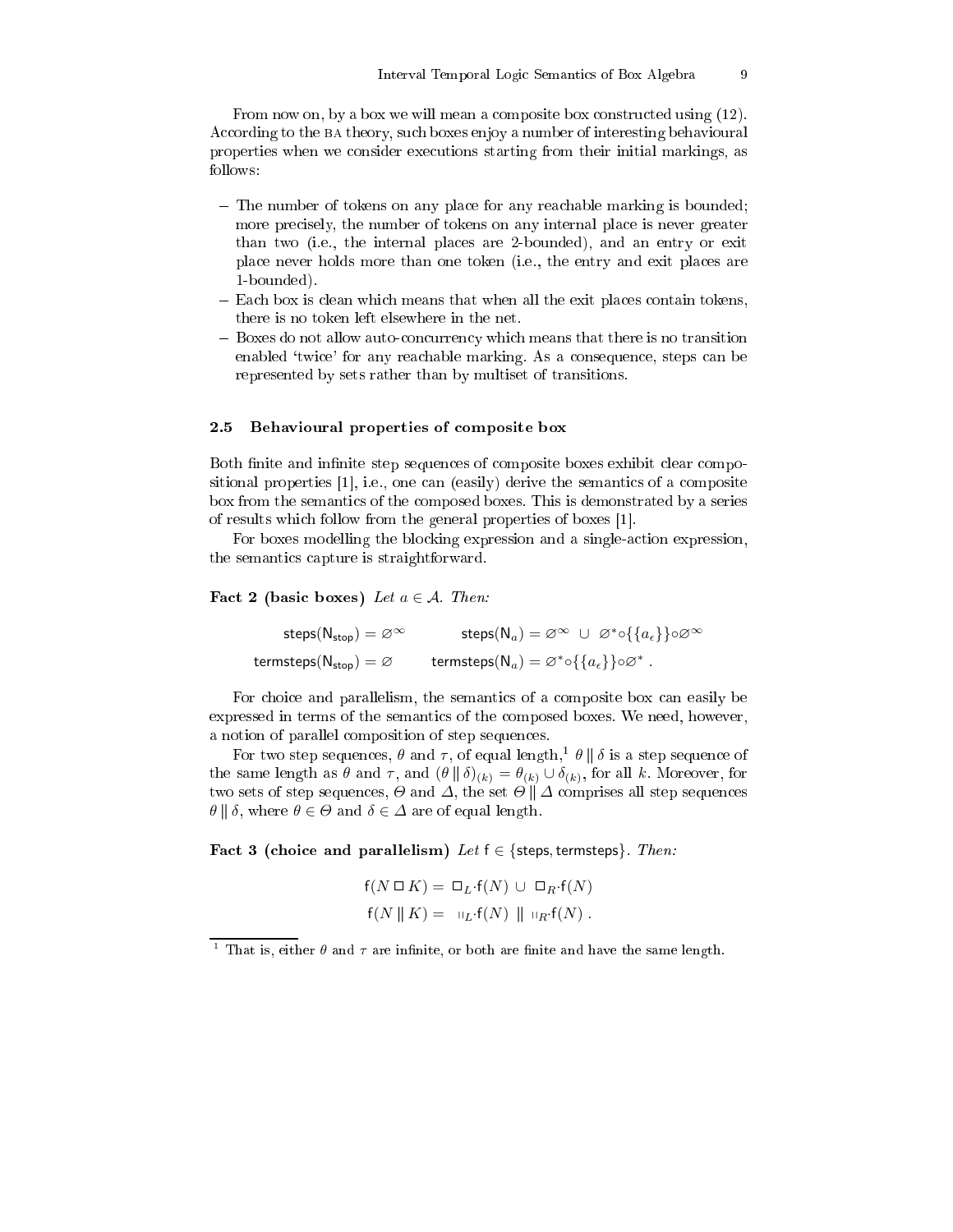From now on, by a box we will mean a composite box constructed using (12). According to the BA theory, such boxes enjoy a number of interesting behavioural properties when we consider executions starting from their initial markings, as follows:

- The number of tokens on any place for any reachable marking is bounded; more precisely, the number of tokens on any internal place is never greater than two (i.e., the internal places are 2-bounded), and an entry or exit place never holds more than one token (i.e., the entry and exit places are 1-bounded).
- Each box is clean which means that when all the exit places contain tokens, there is no token left elsewhere in the net.
- Boxes do not allow auto-concurrency which means that there is no transition enabled 'twice' for any reachable marking. As a consequence, steps can be represented by sets rather than by multiset of transitions.

### 2.5 Behavioural properties of composite box

Both finite and infinite step sequences of composite boxes exhibit clear compositional properties [1], i.e., one can (easily) derive the semantics of a composite box from the semantics of the composed boxes. This is demonstrated by a series of results which follow from the general properties of boxes [1].

For boxes modelling the blocking expression and a single-action expression, the semantics capture is straightforward.

**Fact 2 (basic boxes)** *Let $a \in \mathcal{A}$. Then:*

$$\mathsf{steps}(\mathsf{N}_{\mathsf{stop}}) = \varnothing^{\infty} \qquad \mathsf{steps}(\mathsf{N}_a) = \varnothing^{\infty} \ \cup \ \varnothing^{*}\circ\{\{a_e\}\}\circ\varnothing^{\infty}$$

$$\mathsf{termsteps}(\mathsf{N}_{\mathsf{stop}}) = \varnothing \qquad \mathsf{termsteps}(\mathsf{N}_a) = \varnothing^{*}\circ\{\{a_e\}\}\circ\varnothing^{*} \ .$$

For choice and parallelism, the semantics of a composite box can easily be expressed in terms of the semantics of the composed boxes. We need, however, a notion of parallel composition of step sequences.

For two step sequences, $\theta$ and $\tau$, of equal length,[1] $\theta \,\|\, \delta$ is a step sequence of the same length as $\theta$ and $\tau$, and $(\theta \,\|\, \delta)_{(k)} = \theta_{(k)} \cup \delta_{(k)}$, for all $k$. Moreover, for two sets of step sequences, $\Theta$ and $\Delta$, the set $\Theta \,\|\, \Delta$ comprises all step sequences $\theta \,\|\, \delta$, where $\theta \in \Theta$ and $\delta \in \Delta$ are of equal length.

**Fact 3 (choice and parallelism)** *Let $\mathsf{f} \in \{\mathsf{steps}, \mathsf{termsteps}\}$. Then:*

$$\mathsf{f}(N \,\Box\, K) = \ \Box_L{\cdot}\mathsf{f}(N) \ \cup \ \Box_R{\cdot}\mathsf{f}(N)$$

$$\mathsf{f}(N \,\|\, K) = \ \shortparallel_L{\cdot}\mathsf{f}(N) \ \| \ \shortparallel_R{\cdot}\mathsf{f}(N) \ .$$

[1] That is, either $\theta$ and $\tau$ are infinite, or both are finite and have the same length.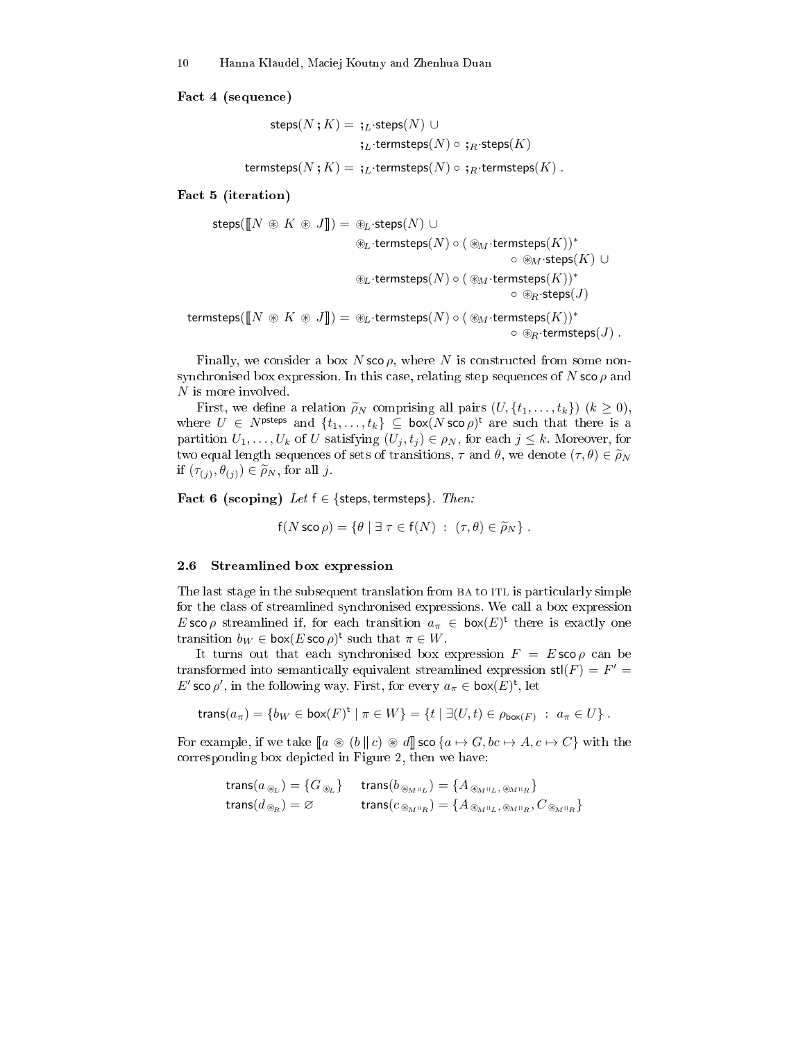**Fact 4 (sequence)**

$$\begin{aligned}\mathsf{steps}(N\,;K) &= \,;_L\cdot\mathsf{steps}(N)\;\cup\\ &\quad\;;_L\cdot\mathsf{termsteps}(N)\circ\;;_R\cdot\mathsf{steps}(K)\\ \mathsf{termsteps}(N\,;K) &= \,;_L\cdot\mathsf{termsteps}(N)\circ\;;_R\cdot\mathsf{termsteps}(K)\ .\end{aligned}$$

**Fact 5 (iteration)**

$$\begin{aligned}\mathsf{steps}([\![N \circledast K \circledast J]\!]) &= \circledast_L\cdot\mathsf{steps}(N)\;\cup\\ &\quad\circledast_L\cdot\mathsf{termsteps}(N)\circ(\circledast_M\cdot\mathsf{termsteps}(K))^*\\ &\qquad\qquad\circ\circledast_M\cdot\mathsf{steps}(K)\;\cup\\ &\quad\circledast_L\cdot\mathsf{termsteps}(N)\circ(\circledast_M\cdot\mathsf{termsteps}(K))^*\\ &\qquad\qquad\circ\circledast_R\cdot\mathsf{steps}(J)\\ \mathsf{termsteps}([\![N \circledast K \circledast J]\!]) &= \circledast_L\cdot\mathsf{termsteps}(N)\circ(\circledast_M\cdot\mathsf{termsteps}(K))^*\\ &\qquad\qquad\circ\circledast_R\cdot\mathsf{termsteps}(J)\ .\end{aligned}$$

Finally, we consider a box $N\,\mathsf{sco}\,\rho$, where $N$ is constructed from some non-synchronised box expression. In this case, relating step sequences of $N\,\mathsf{sco}\,\rho$ and $N$ is more involved.

First, we define a relation $\widetilde{\rho}_N$ comprising all pairs $(U,\{t_1,\ldots,t_k\})$ $(k \geq 0)$, where $U \in N^{\mathsf{psteps}}$ and $\{t_1,\ldots,t_k\} \subseteq \mathsf{box}(N\,\mathsf{sco}\,\rho)^{\mathsf{t}}$ are such that there is a partition $U_1,\ldots,U_k$ of $U$ satisfying $(U_j,t_j) \in \rho_N$, for each $j \leq k$. Moreover, for two equal length sequences of sets of transitions, $\tau$ and $\theta$, we denote $(\tau,\theta) \in \widetilde{\rho}_N$ if $(\tau_{(j)},\theta_{(j)}) \in \widetilde{\rho}_N$, for all $j$.

**Fact 6 (scoping)** *Let* $\mathsf{f} \in \{\mathsf{steps},\mathsf{termsteps}\}$. *Then:*

$$\mathsf{f}(N\,\mathsf{sco}\,\rho) = \{\theta \mid \exists\,\tau \in \mathsf{f}(N)\ :\ (\tau,\theta) \in \widetilde{\rho}_N\}\ .$$

### 2.6 Streamlined box expression

The last stage in the subsequent translation from BA to ITL is particularly simple for the class of streamlined synchronised expressions. We call a box expression $E\,\mathsf{sco}\,\rho$ streamlined if, for each transition $a_\pi \in \mathsf{box}(E)^{\mathsf{t}}$ there is exactly one transition $b_W \in \mathsf{box}(E\,\mathsf{sco}\,\rho)^{\mathsf{t}}$ such that $\pi \in W$.

It turns out that each synchronised box expression $F = E\,\mathsf{sco}\,\rho$ can be transformed into semantically equivalent streamlined expression $\mathsf{stl}(F) = F' = E'\,\mathsf{sco}\,\rho'$, in the following way. First, for every $a_\pi \in \mathsf{box}(E)^{\mathsf{t}}$, let

$$\mathsf{trans}(a_\pi) = \{b_W \in \mathsf{box}(F)^{\mathsf{t}} \mid \pi \in W\} = \{t \mid \exists (U,t) \in \rho_{\mathsf{box}(F)}\ :\ a_\pi \in U\}\ .$$

For example, if we take $[\![a \circledast (b \,\|\, c) \circledast d]\!]\,\mathsf{sco}\,\{a \mapsto G, bc \mapsto A, c \mapsto C\}$ with the corresponding box depicted in Figure 2, then we have:

$$\begin{aligned}&\mathsf{trans}(a_{\circledast_L}) = \{G_{\circledast_L}\} &&\mathsf{trans}(b_{\circledast_M\|_L}) = \{A_{\circledast_M\|_L,\circledast_M\|_R}\}\\ &\mathsf{trans}(d_{\circledast_R}) = \varnothing &&\mathsf{trans}(c_{\circledast_M\|_R}) = \{A_{\circledast_M\|_L,\circledast_M\|_R}, C_{\circledast_M\|_R}\}\end{aligned}$$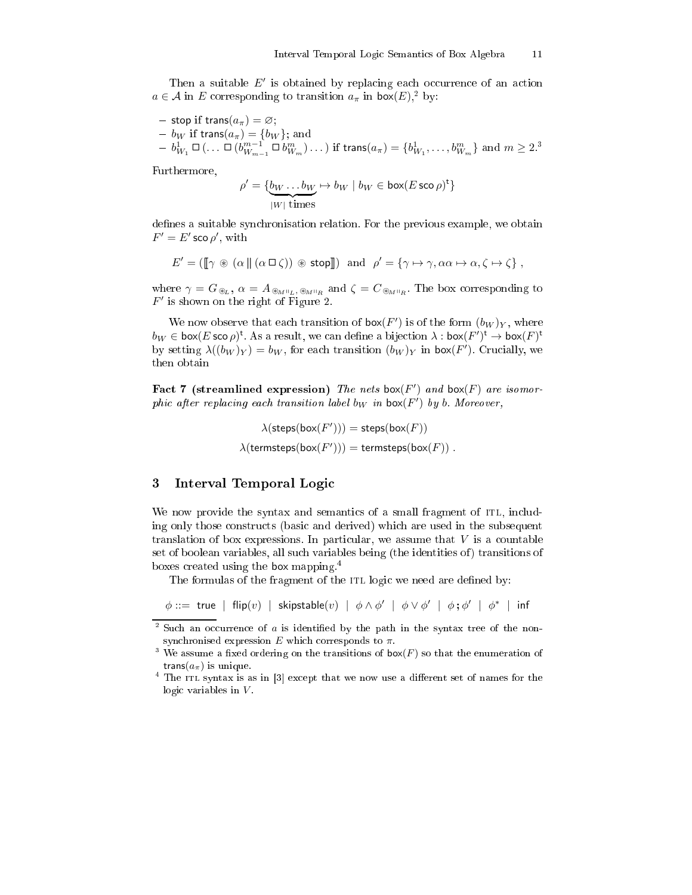Then a suitable $E'$ is obtained by replacing each occurrence of an action $a \in \mathcal{A}$ in $E$ corresponding to transition $a_\pi$ in $\mathsf{box}(E)$,[2] by:

- $\mathsf{stop}$ if $\mathsf{trans}(a_\pi) = \varnothing$;
- $b_W$ if $\mathsf{trans}(a_\pi) = \{b_W\}$; and
- $b^1_{W_1} \,\square\, (\ldots \,\square\, (b^{m-1}_{W_{m-1}} \,\square\, b^m_{W_m}) \ldots)$ if $\mathsf{trans}(a_\pi) = \{b^1_{W_1}, \ldots, b^m_{W_m}\}$ and $m \geq 2$.[3]

Furthermore,

$$\rho' = \{\underbrace{b_W \ldots b_W}_{|W| \text{ times}} \mapsto b_W \mid b_W \in \mathsf{box}(E \,\mathsf{sco}\, \rho)^{\mathsf{t}}\}$$

defines a suitable synchronisation relation. For the previous example, we obtain $F' = E' \,\mathsf{sco}\, \rho'$, with

$$E' = ([\![ \gamma \circledast (\alpha \,\|\, (\alpha \,\square\, \zeta)) \circledast \mathsf{stop} ]\!]) \;\;\text{and}\;\; \rho' = \{\gamma \mapsto \gamma, \alpha\alpha \mapsto \alpha, \zeta \mapsto \zeta\} ,$$

where $\gamma = G_{\circledast_L}$, $\alpha = A_{\circledast_{M\|L}, \circledast_{M\|R}}$ and $\zeta = C_{\circledast_{M\|R}}$. The box corresponding to $F'$ is shown on the right of Figure 2.

We now observe that each transition of $\mathsf{box}(F')$ is of the form $(b_W)_Y$, where $b_W \in \mathsf{box}(E \,\mathsf{sco}\, \rho)^{\mathsf{t}}$. As a result, we can define a bijection $\lambda : \mathsf{box}(F')^{\mathsf{t}} \to \mathsf{box}(F)^{\mathsf{t}}$ by setting $\lambda((b_W)_Y) = b_W$, for each transition $(b_W)_Y$ in $\mathsf{box}(F')$. Crucially, we then obtain

**Fact 7 (streamlined expression)** *The nets $\mathsf{box}(F')$ and $\mathsf{box}(F)$ are isomorphic after replacing each transition label $b_W$ in $\mathsf{box}(F')$ by $b$. Moreover,*

$$\lambda(\mathsf{steps}(\mathsf{box}(F'))) = \mathsf{steps}(\mathsf{box}(F))$$
$$\lambda(\mathsf{termsteps}(\mathsf{box}(F'))) = \mathsf{termsteps}(\mathsf{box}(F)) .$$

## 3 Interval Temporal Logic

We now provide the syntax and semantics of a small fragment of ITL, including only those constructs (basic and derived) which are used in the subsequent translation of box expressions. In particular, we assume that $V$ is a countable set of boolean variables, all such variables being (the identities of) transitions of boxes created using the box mapping.[4]

The formulas of the fragment of the ITL logic we need are defined by:

$$\phi ::= \;\mathsf{true} \;\mid\; \mathsf{flip}(v) \;\mid\; \mathsf{skipstable}(v) \;\mid\; \phi \wedge \phi' \;\mid\; \phi \vee \phi' \;\mid\; \phi \,\mathbf{;}\, \phi' \;\mid\; \phi^* \;\mid\; \mathsf{inf}$$

---

[2] Such an occurrence of $a$ is identified by the path in the syntax tree of the non-synchronised expression $E$ which corresponds to $\pi$.

[3] We assume a fixed ordering on the transitions of $\mathsf{box}(F)$ so that the enumeration of $\mathsf{trans}(a_\pi)$ is unique.

[4] The ITL syntax is as in [3] except that we now use a different set of names for the logic variables in $V$.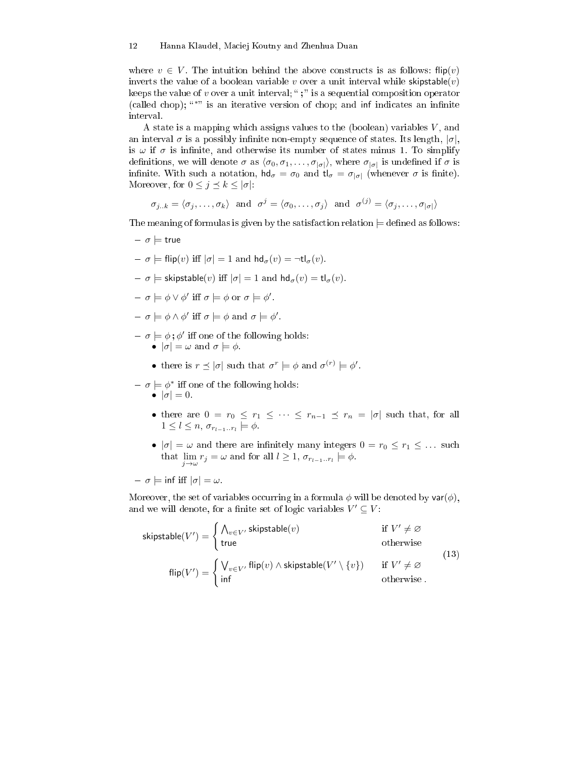where $v \in V$. The intuition behind the above constructs is as follows: $\mathsf{flip}(v)$ inverts the value of a boolean variable $v$ over a unit interval while $\mathsf{skipstable}(v)$ keeps the value of $v$ over a unit interval; "$;$" is a sequential composition operator (called chop); "$*$" is an iterative version of chop; and $\mathsf{inf}$ indicates an infinite interval.

A state is a mapping which assigns values to the (boolean) variables $V$, and an interval $\sigma$ is a possibly infinite non-empty sequence of states. Its length, $|\sigma|$, is $\omega$ if $\sigma$ is infinite, and otherwise its number of states minus 1. To simplify definitions, we will denote $\sigma$ as $\langle \sigma_0, \sigma_1, \ldots, \sigma_{|\sigma|} \rangle$, where $\sigma_{|\sigma|}$ is undefined if $\sigma$ is infinite. With such a notation, $\mathsf{hd}_\sigma = \sigma_0$ and $\mathsf{tl}_\sigma = \sigma_{|\sigma|}$ (whenever $\sigma$ is finite). Moreover, for $0 \leq j \preceq k \leq |\sigma|$:

$$\sigma_{j..k} = \langle \sigma_j, \ldots, \sigma_k \rangle \quad \text{and} \quad \sigma^j = \langle \sigma_0, \ldots, \sigma_j \rangle \quad \text{and} \quad \sigma^{(j)} = \langle \sigma_j, \ldots, \sigma_{|\sigma|} \rangle$$

The meaning of formulas is given by the satisfaction relation $\models$ defined as follows:

- $\sigma \models \mathsf{true}$
- $\sigma \models \mathsf{flip}(v)$ iff $|\sigma| = 1$ and $\mathsf{hd}_\sigma(v) = \neg \mathsf{tl}_\sigma(v)$.
- $\sigma \models \mathsf{skipstable}(v)$ iff $|\sigma| = 1$ and $\mathsf{hd}_\sigma(v) = \mathsf{tl}_\sigma(v)$.
- $\sigma \models \phi \vee \phi'$ iff $\sigma \models \phi$ or $\sigma \models \phi'$.
- $\sigma \models \phi \wedge \phi'$ iff $\sigma \models \phi$ and $\sigma \models \phi'$.
- $\sigma \models \phi\,;\phi'$ iff one of the following holds:
  - $|\sigma| = \omega$ and $\sigma \models \phi$.
  - there is $r \preceq |\sigma|$ such that $\sigma^r \models \phi$ and $\sigma^{(r)} \models \phi'$.
- $\sigma \models \phi^*$ iff one of the following holds:
  - $|\sigma| = 0$.
  - there are $0 = r_0 \leq r_1 \leq \cdots \leq r_{n-1} \preceq r_n = |\sigma|$ such that, for all $1 \leq l \leq n$, $\sigma_{r_{l-1}..r_l} \models \phi$.
  - $|\sigma| = \omega$ and there are infinitely many integers $0 = r_0 \leq r_1 \leq \ldots$ such that $\lim_{j \to \omega} r_j = \omega$ and for all $l \geq 1$, $\sigma_{r_{l-1}..r_l} \models \phi$.
- $\sigma \models \mathsf{inf}$ iff $|\sigma| = \omega$.

Moreover, the set of variables occurring in a formula $\phi$ will be denoted by $\mathsf{var}(\phi)$, and we will denote, for a finite set of logic variables $V' \subseteq V$:

$$\mathsf{skipstable}(V') = \begin{cases} \bigwedge_{v \in V'} \mathsf{skipstable}(v) & \text{if } V' \neq \varnothing \\ \mathsf{true} & \text{otherwise} \end{cases}$$
$$\mathsf{flip}(V') = \begin{cases} \bigvee_{v \in V'} \mathsf{flip}(v) \wedge \mathsf{skipstable}(V' \setminus \{v\}) & \text{if } V' \neq \varnothing \\ \mathsf{inf} & \text{otherwise .} \end{cases} \tag{13}$$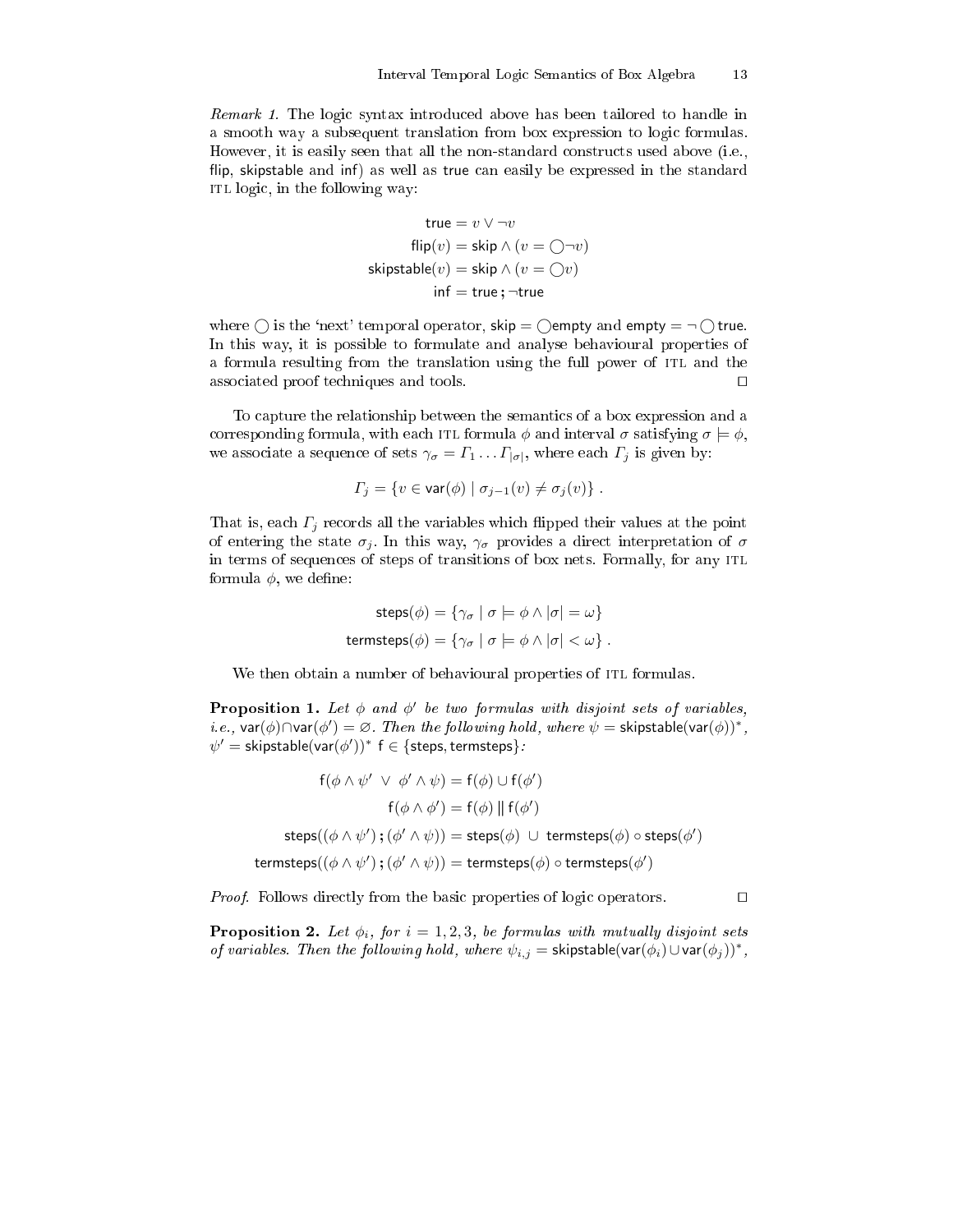*Remark 1.* The logic syntax introduced above has been tailored to handle in a smooth way a subsequent translation from box expression to logic formulas. However, it is easily seen that all the non-standard constructs used above (i.e., $\mathsf{flip}$, $\mathsf{skipstable}$ and $\mathsf{inf}$) as well as $\mathsf{true}$ can easily be expressed in the standard ITL logic, in the following way:

$$
\begin{aligned}
\mathsf{true} &= v \vee \neg v \\
\mathsf{flip}(v) &= \mathsf{skip} \wedge (v = \bigcirc \neg v) \\
\mathsf{skipstable}(v) &= \mathsf{skip} \wedge (v = \bigcirc v) \\
\mathsf{inf} &= \mathsf{true}\,\mathbf{;}\,\neg\mathsf{true}
\end{aligned}
$$

where $\bigcirc$ is the 'next' temporal operator, $\mathsf{skip} = \bigcirc\mathsf{empty}$ and $\mathsf{empty} = \neg \bigcirc \mathsf{true}$. In this way, it is possible to formulate and analyse behavioural properties of a formula resulting from the translation using the full power of ITL and the associated proof techniques and tools. □

To capture the relationship between the semantics of a box expression and a corresponding formula, with each ITL formula $\phi$ and interval $\sigma$ satisfying $\sigma \models \phi$, we associate a sequence of sets $\gamma_\sigma = \Gamma_1 \ldots \Gamma_{|\sigma|}$, where each $\Gamma_j$ is given by:

$$
\Gamma_j = \{v \in \mathsf{var}(\phi) \mid \sigma_{j-1}(v) \neq \sigma_j(v)\}\ .
$$

That is, each $\Gamma_j$ records all the variables which flipped their values at the point of entering the state $\sigma_j$. In this way, $\gamma_\sigma$ provides a direct interpretation of $\sigma$ in terms of sequences of steps of transitions of box nets. Formally, for any ITL formula $\phi$, we define:

$$
\begin{aligned}
\mathsf{steps}(\phi) &= \{\gamma_\sigma \mid \sigma \models \phi \wedge |\sigma| = \omega\} \\
\mathsf{termsteps}(\phi) &= \{\gamma_\sigma \mid \sigma \models \phi \wedge |\sigma| < \omega\}\ .
\end{aligned}
$$

We then obtain a number of behavioural properties of ITL formulas.

**Proposition 1.** *Let $\phi$ and $\phi'$ be two formulas with disjoint sets of variables, i.e., $\mathsf{var}(\phi) \cap \mathsf{var}(\phi') = \varnothing$. Then the following hold, where $\psi = \mathsf{skipstable}(\mathsf{var}(\phi))^*$, $\psi' = \mathsf{skipstable}(\mathsf{var}(\phi'))^*$ $\mathsf{f} \in \{\mathsf{steps}, \mathsf{termsteps}\}$:*

$$
\begin{aligned}
\mathsf{f}(\phi \wedge \psi' \ \vee\ \phi' \wedge \psi) &= \mathsf{f}(\phi) \cup \mathsf{f}(\phi') \\
\mathsf{f}(\phi \wedge \phi') &= \mathsf{f}(\phi) \parallel \mathsf{f}(\phi') \\
\mathsf{steps}((\phi \wedge \psi')\,\mathbf{;}\,(\phi' \wedge \psi)) &= \mathsf{steps}(\phi)\ \cup\ \mathsf{termsteps}(\phi) \circ \mathsf{steps}(\phi') \\
\mathsf{termsteps}((\phi \wedge \psi')\,\mathbf{;}\,(\phi' \wedge \psi)) &= \mathsf{termsteps}(\phi) \circ \mathsf{termsteps}(\phi')
\end{aligned}
$$

*Proof.* Follows directly from the basic properties of logic operators. □

**Proposition 2.** *Let $\phi_i$, for $i = 1, 2, 3$, be formulas with mutually disjoint sets of variables. Then the following hold, where $\psi_{i,j} = \mathsf{skipstable}(\mathsf{var}(\phi_i) \cup \mathsf{var}(\phi_j))^*$,*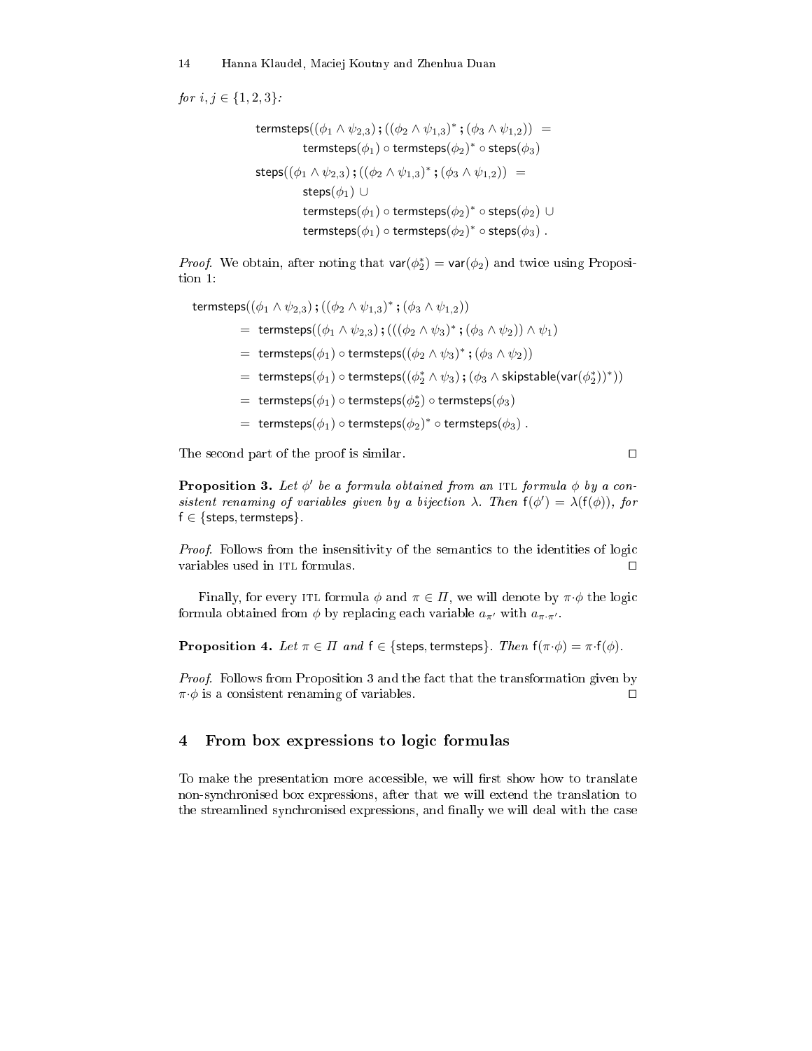*for* $i, j \in \{1, 2, 3\}$*:*

$$
\begin{aligned}
&\mathsf{termsteps}((\phi_1 \wedge \psi_{2,3}) \,;\, ((\phi_2 \wedge \psi_{1,3})^* \,;\, (\phi_3 \wedge \psi_{1,2})) \;=\\
&\qquad \mathsf{termsteps}(\phi_1) \circ \mathsf{termsteps}(\phi_2)^* \circ \mathsf{steps}(\phi_3)\\
&\mathsf{steps}((\phi_1 \wedge \psi_{2,3}) \,;\, ((\phi_2 \wedge \psi_{1,3})^* \,;\, (\phi_3 \wedge \psi_{1,2})) \;=\\
&\qquad \mathsf{steps}(\phi_1) \cup\\
&\qquad \mathsf{termsteps}(\phi_1) \circ \mathsf{termsteps}(\phi_2)^* \circ \mathsf{steps}(\phi_2) \cup\\
&\qquad \mathsf{termsteps}(\phi_1) \circ \mathsf{termsteps}(\phi_2)^* \circ \mathsf{steps}(\phi_3)\;.
\end{aligned}
$$

*Proof.* We obtain, after noting that $\mathsf{var}(\phi_2^*) = \mathsf{var}(\phi_2)$ and twice using Proposition 1:

$$
\begin{aligned}
&\mathsf{termsteps}((\phi_1 \wedge \psi_{2,3}) \,;\, ((\phi_2 \wedge \psi_{1,3})^* \,;\, (\phi_3 \wedge \psi_{1,2}))\\
&\qquad = \;\mathsf{termsteps}((\phi_1 \wedge \psi_{2,3}) \,;\, (((\phi_2 \wedge \psi_3)^* \,;\, (\phi_3 \wedge \psi_2)) \wedge \psi_1)\\
&\qquad = \;\mathsf{termsteps}(\phi_1) \circ \mathsf{termsteps}((\phi_2 \wedge \psi_3)^* \,;\, (\phi_3 \wedge \psi_2))\\
&\qquad = \;\mathsf{termsteps}(\phi_1) \circ \mathsf{termsteps}((\phi_2^* \wedge \psi_3) \,;\, (\phi_3 \wedge \mathsf{skipstable}(\mathsf{var}(\phi_2^*))^*))\\
&\qquad = \;\mathsf{termsteps}(\phi_1) \circ \mathsf{termsteps}(\phi_2^*) \circ \mathsf{termsteps}(\phi_3)\\
&\qquad = \;\mathsf{termsteps}(\phi_1) \circ \mathsf{termsteps}(\phi_2)^* \circ \mathsf{termsteps}(\phi_3)\;.
\end{aligned}
$$

The second part of the proof is similar. □

**Proposition 3.** *Let $\phi'$ be a formula obtained from an* ITL *formula $\phi$ by a consistent renaming of variables given by a bijection $\lambda$. Then $\mathsf{f}(\phi') = \lambda(\mathsf{f}(\phi))$, for $\mathsf{f} \in \{\mathsf{steps}, \mathsf{termsteps}\}$.*

*Proof.* Follows from the insensitivity of the semantics to the identities of logic variables used in ITL formulas. □

Finally, for every ITL formula $\phi$ and $\pi \in \Pi$, we will denote by $\pi{\cdot}\phi$ the logic formula obtained from $\phi$ by replacing each variable $a_{\pi'}$ with $a_{\pi\cdot\pi'}$.

**Proposition 4.** *Let $\pi \in \Pi$ and $\mathsf{f} \in \{\mathsf{steps}, \mathsf{termsteps}\}$. Then $\mathsf{f}(\pi{\cdot}\phi) = \pi{\cdot}\mathsf{f}(\phi)$.*

*Proof.* Follows from Proposition 3 and the fact that the transformation given by $\pi{\cdot}\phi$ is a consistent renaming of variables. □

## 4 From box expressions to logic formulas

To make the presentation more accessible, we will first show how to translate non-synchronised box expressions, after that we will extend the translation to the streamlined synchronised expressions, and finally we will deal with the case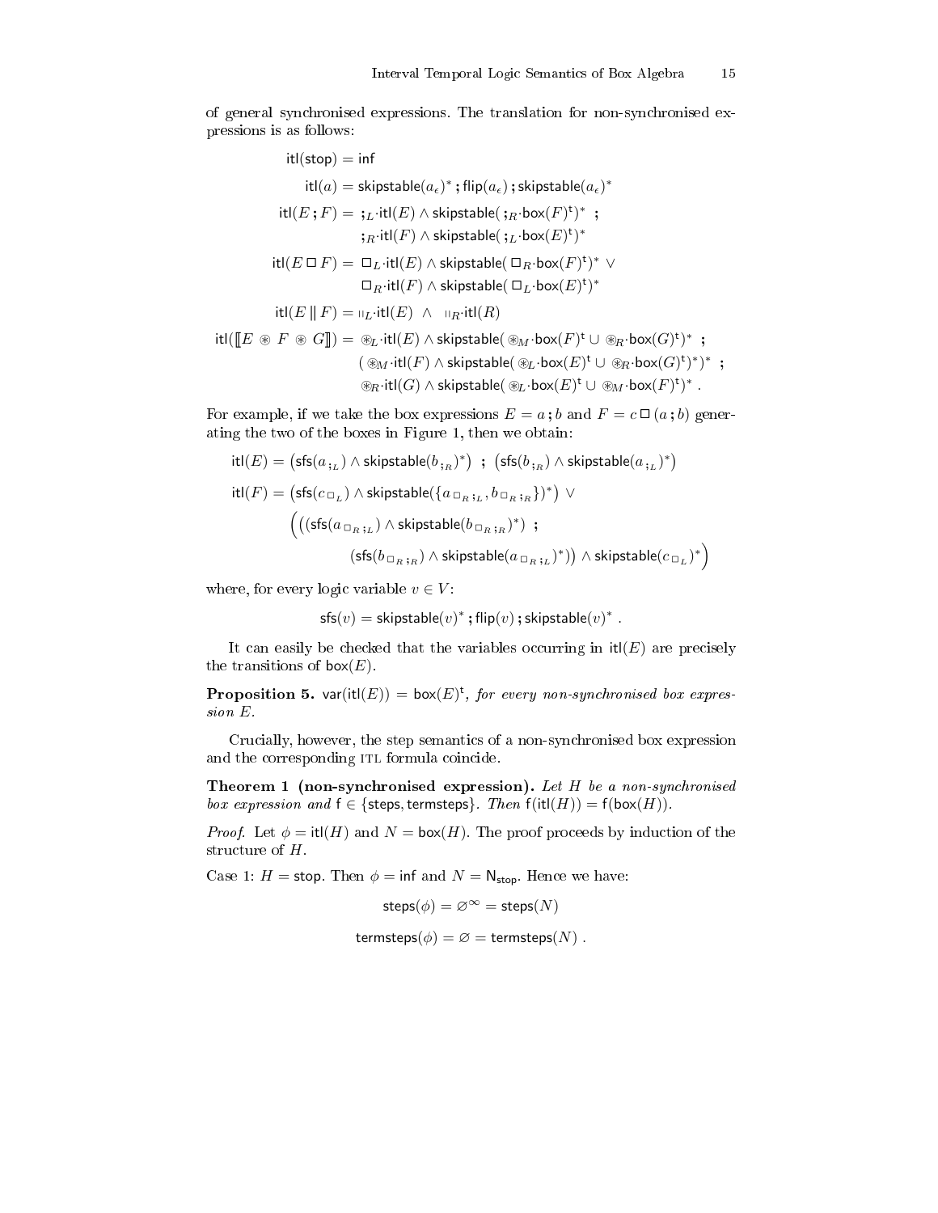of general synchronised expressions. The translation for non-synchronised expressions is as follows:

$$
\begin{aligned}
\mathsf{itl}(\mathsf{stop}) &= \mathsf{inf} \\
\mathsf{itl}(a) &= \mathsf{skipstable}(a_\epsilon)^* \,;\, \mathsf{flip}(a_\epsilon) \,;\, \mathsf{skipstable}(a_\epsilon)^* \\
\mathsf{itl}(E\,;F) &= \;;_L\!\cdot\mathsf{itl}(E) \wedge \mathsf{skipstable}(\,;_R\!\cdot\mathsf{box}(F)^{\mathsf{t}})^* \;\;; \\
&\quad\;\; ;_R\!\cdot\mathsf{itl}(F) \wedge \mathsf{skipstable}(\,;_L\!\cdot\mathsf{box}(E)^{\mathsf{t}})^* \\
\mathsf{itl}(E \,\Box\, F) &= \;\Box_L\!\cdot\mathsf{itl}(E) \wedge \mathsf{skipstable}(\,\Box_R\!\cdot\mathsf{box}(F)^{\mathsf{t}})^* \;\vee \\
&\quad\;\; \Box_R\!\cdot\mathsf{itl}(F) \wedge \mathsf{skipstable}(\,\Box_L\!\cdot\mathsf{box}(E)^{\mathsf{t}})^* \\
\mathsf{itl}(E \,\|\, F) &= \|_L\!\cdot\mathsf{itl}(E) \;\wedge\; \|_R\!\cdot\mathsf{itl}(R) \\
\mathsf{itl}([\![E \circledast F \circledast G]\!]) &= \circledast_L\!\cdot\mathsf{itl}(E) \wedge \mathsf{skipstable}(\,\circledast_M\!\cdot\mathsf{box}(F)^{\mathsf{t}} \cup \circledast_R\!\cdot\mathsf{box}(G)^{\mathsf{t}})^* \;\;; \\
&\quad\;\; (\,\circledast_M\!\cdot\mathsf{itl}(F) \wedge \mathsf{skipstable}(\,\circledast_L\!\cdot\mathsf{box}(E)^{\mathsf{t}} \cup \circledast_R\!\cdot\mathsf{box}(G)^{\mathsf{t}})^*)^* \;\;; \\
&\quad\;\; \circledast_R\!\cdot\mathsf{itl}(G) \wedge \mathsf{skipstable}(\,\circledast_L\!\cdot\mathsf{box}(E)^{\mathsf{t}} \cup \circledast_M\!\cdot\mathsf{box}(F)^{\mathsf{t}})^* \,.
\end{aligned}
$$

For example, if we take the box expressions $E = a\,;b$ and $F = c \,\Box\, (a\,;b)$ generating the two of the boxes in Figure 1, then we obtain:

$$
\begin{aligned}
\mathsf{itl}(E) &= \big(\mathsf{sfs}(a_{;_L}) \wedge \mathsf{skipstable}(b_{;_R})^*\big) \;\;;\;\; \big(\mathsf{sfs}(b_{;_R}) \wedge \mathsf{skipstable}(a_{;_L})^*\big) \\
\mathsf{itl}(F) &= \big(\mathsf{sfs}(c_{\Box_L}) \wedge \mathsf{skipstable}(\{a_{\Box_R;_L}, b_{\Box_R;_R}\})^*\big) \;\vee \\
&\quad \Big(\big((\mathsf{sfs}(a_{\Box_R;_L}) \wedge \mathsf{skipstable}(b_{\Box_R;_R})^*\big) \;\;; \\
&\qquad\qquad (\mathsf{sfs}(b_{\Box_R;_R}) \wedge \mathsf{skipstable}(a_{\Box_R;_L})^*)\big) \wedge \mathsf{skipstable}(c_{\Box_L})^*\Big)
\end{aligned}
$$

where, for every logic variable $v \in V$:

$$
\mathsf{sfs}(v) = \mathsf{skipstable}(v)^* \,;\, \mathsf{flip}(v) \,;\, \mathsf{skipstable}(v)^* \,.
$$

It can easily be checked that the variables occurring in $\mathsf{itl}(E)$ are precisely the transitions of $\mathsf{box}(E)$.

**Proposition 5.** $\mathsf{var}(\mathsf{itl}(E)) = \mathsf{box}(E)^{\mathsf{t}}$, *for every non-synchronised box expression $E$.*

Crucially, however, the step semantics of a non-synchronised box expression and the corresponding ITL formula coincide.

**Theorem 1 (non-synchronised expression).** *Let $H$ be a non-synchronised box expression and $\mathsf{f} \in \{\mathsf{steps}, \mathsf{termsteps}\}$. Then $\mathsf{f}(\mathsf{itl}(H)) = \mathsf{f}(\mathsf{box}(H))$.*

*Proof.* Let $\phi = \mathsf{itl}(H)$ and $N = \mathsf{box}(H)$. The proof proceeds by induction of the structure of $H$.

Case 1: $H = \mathsf{stop}$. Then $\phi = \mathsf{inf}$ and $N = \mathsf{N}_{\mathsf{stop}}$. Hence we have:

$$
\mathsf{steps}(\phi) = \varnothing^\infty = \mathsf{steps}(N)
$$

$$
\mathsf{termsteps}(\phi) = \varnothing = \mathsf{termsteps}(N) \,.
$$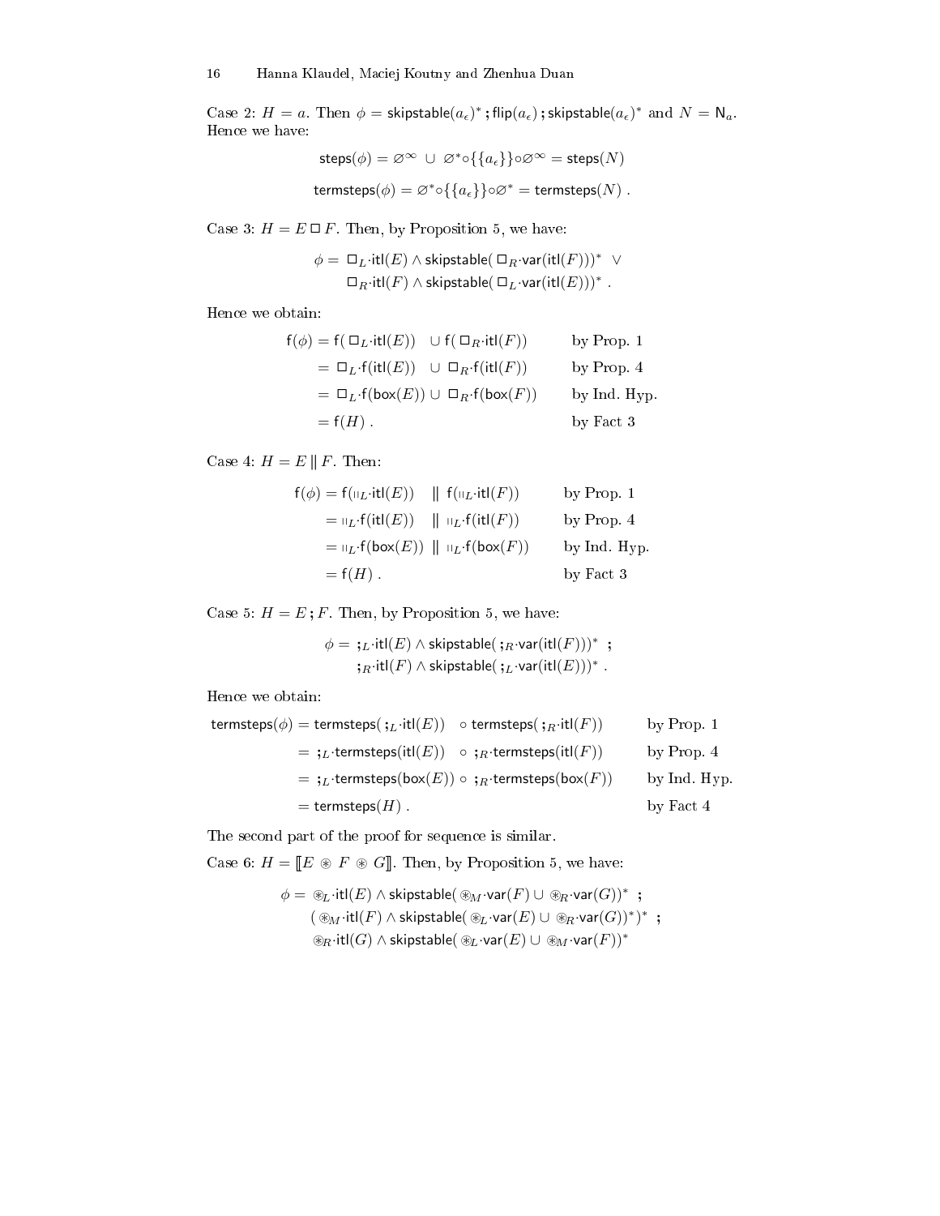Case 2: $H = a$. Then $\phi = \mathsf{skipstable}(a_\epsilon)^* \,;\, \mathsf{flip}(a_\epsilon) \,;\, \mathsf{skipstable}(a_\epsilon)^*$ and $N = \mathsf{N}_a$. Hence we have:

$$\mathsf{steps}(\phi) = \varnothing^\infty \;\cup\; \varnothing^* \circ \{\{a_\epsilon\}\} \circ \varnothing^\infty = \mathsf{steps}(N)$$

$$\mathsf{termsteps}(\phi) = \varnothing^* \circ \{\{a_\epsilon\}\} \circ \varnothing^* = \mathsf{termsteps}(N) \;.$$

Case 3: $H = E \,\square\, F$. Then, by Proposition 5, we have:

$$\begin{aligned}\phi = \;& \square_L{\cdot}\mathsf{itl}(E) \wedge \mathsf{skipstable}(\,\square_R{\cdot}\mathsf{var}(\mathsf{itl}(F)))^* \;\vee \\ & \square_R{\cdot}\mathsf{itl}(F) \wedge \mathsf{skipstable}(\,\square_L{\cdot}\mathsf{var}(\mathsf{itl}(E)))^* \;.\end{aligned}$$

Hence we obtain:

$$\begin{aligned}
\mathsf{f}(\phi) &= \mathsf{f}(\,\square_L{\cdot}\mathsf{itl}(E)) \;\;\cup \mathsf{f}(\,\square_R{\cdot}\mathsf{itl}(F)) && \text{by Prop. 1} \\
&= \square_L{\cdot}\mathsf{f}(\mathsf{itl}(E)) \;\;\cup\; \square_R{\cdot}\mathsf{f}(\mathsf{itl}(F)) && \text{by Prop. 4} \\
&= \square_L{\cdot}\mathsf{f}(\mathsf{box}(E)) \cup \square_R{\cdot}\mathsf{f}(\mathsf{box}(F)) && \text{by Ind. Hyp.} \\
&= \mathsf{f}(H) \;. && \text{by Fact 3}
\end{aligned}$$

Case 4: $H = E \,\|\, F$. Then:

$$\begin{aligned}
\mathsf{f}(\phi) &= \mathsf{f}(\shortparallel_L{\cdot}\mathsf{itl}(E)) \;\;\|\;\; \mathsf{f}(\shortparallel_L{\cdot}\mathsf{itl}(F)) && \text{by Prop. 1} \\
&= \shortparallel_L{\cdot}\mathsf{f}(\mathsf{itl}(E)) \;\;\|\;\; \shortparallel_L{\cdot}\mathsf{f}(\mathsf{itl}(F)) && \text{by Prop. 4} \\
&= \shortparallel_L{\cdot}\mathsf{f}(\mathsf{box}(E)) \;\|\; \shortparallel_L{\cdot}\mathsf{f}(\mathsf{box}(F)) && \text{by Ind. Hyp.} \\
&= \mathsf{f}(H) \;. && \text{by Fact 3}
\end{aligned}$$

Case 5: $H = E \,;\, F$. Then, by Proposition 5, we have:

$$\begin{aligned}\phi = \;& ;_L{\cdot}\mathsf{itl}(E) \wedge \mathsf{skipstable}(\,;_R{\cdot}\mathsf{var}(\mathsf{itl}(F)))^* \;\;; \\ & ;_R{\cdot}\mathsf{itl}(F) \wedge \mathsf{skipstable}(\,;_L{\cdot}\mathsf{var}(\mathsf{itl}(E)))^* \;.\end{aligned}$$

Hence we obtain:

$$\begin{aligned}
\mathsf{termsteps}(\phi) &= \mathsf{termsteps}(\,;_L{\cdot}\mathsf{itl}(E)) \;\;\circ \mathsf{termsteps}(\,;_R{\cdot}\mathsf{itl}(F)) && \text{by Prop. 1} \\
&= \;;_L{\cdot}\mathsf{termsteps}(\mathsf{itl}(E)) \;\;\circ\; ;_R{\cdot}\mathsf{termsteps}(\mathsf{itl}(F)) && \text{by Prop. 4} \\
&= \;;_L{\cdot}\mathsf{termsteps}(\mathsf{box}(E)) \circ\; ;_R{\cdot}\mathsf{termsteps}(\mathsf{box}(F)) && \text{by Ind. Hyp.} \\
&= \mathsf{termsteps}(H) \;. && \text{by Fact 4}
\end{aligned}$$

The second part of the proof for sequence is similar.

Case 6: $H = [\![E \circledast F \circledast G]\!]$. Then, by Proposition 5, we have:

$$\begin{aligned}\phi = \;& \circledast_L{\cdot}\mathsf{itl}(E) \wedge \mathsf{skipstable}(\,\circledast_M{\cdot}\mathsf{var}(F) \cup \circledast_R{\cdot}\mathsf{var}(G))^* \;\;; \\ & (\,\circledast_M{\cdot}\mathsf{itl}(F) \wedge \mathsf{skipstable}(\,\circledast_L{\cdot}\mathsf{var}(E) \cup \circledast_R{\cdot}\mathsf{var}(G))^*)^* \;\;; \\ & \circledast_R{\cdot}\mathsf{itl}(G) \wedge \mathsf{skipstable}(\,\circledast_L{\cdot}\mathsf{var}(E) \cup \circledast_M{\cdot}\mathsf{var}(F))^*\end{aligned}$$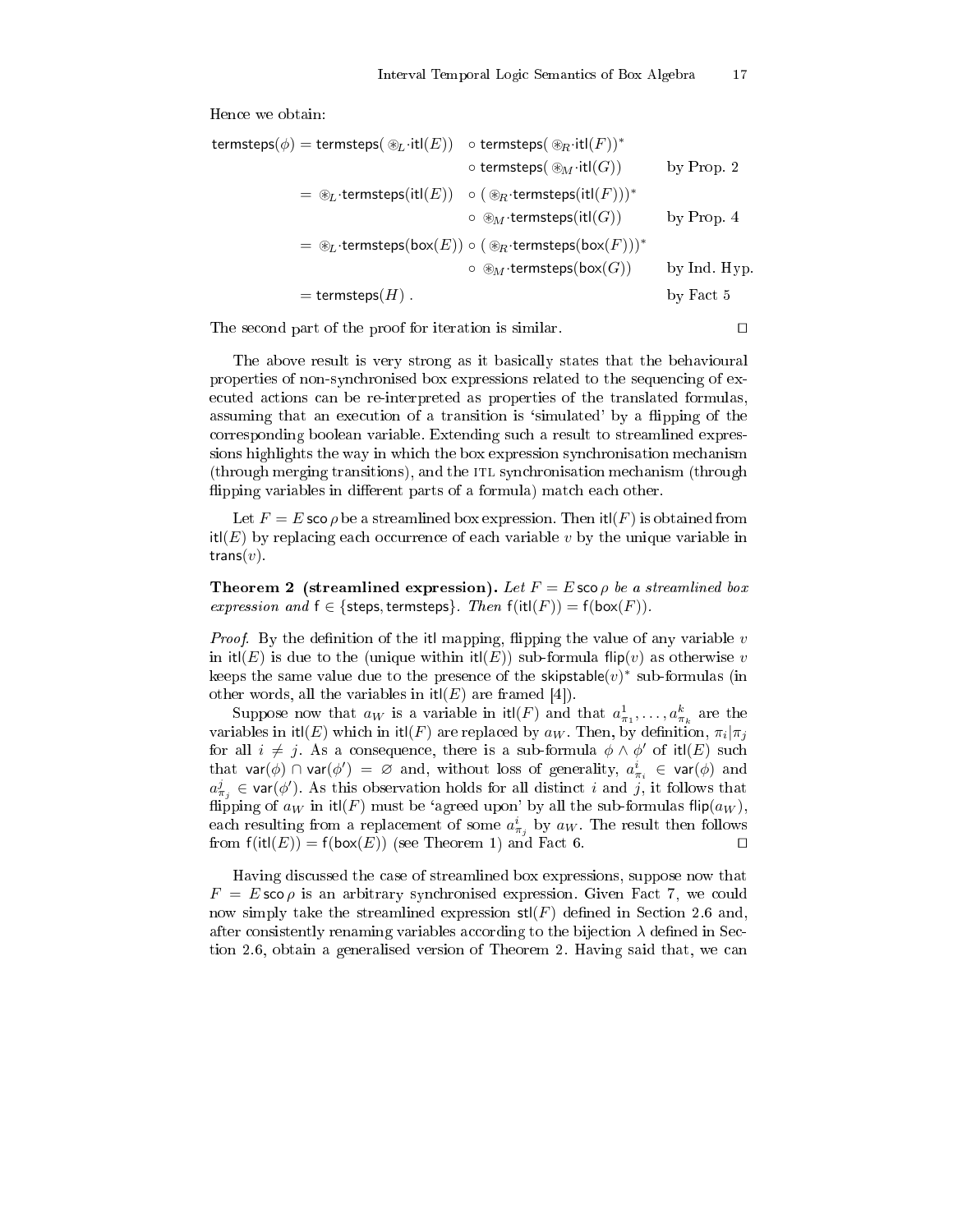Hence we obtain:

$$
\begin{aligned}
\mathsf{termsteps}(\phi) &= \mathsf{termsteps}(\circledast_L \cdot \mathsf{itl}(E)) \quad \circ\, \mathsf{termsteps}(\circledast_R \cdot \mathsf{itl}(F))^* \\
&\qquad\qquad\qquad\qquad\qquad\quad \circ\, \mathsf{termsteps}(\circledast_M \cdot \mathsf{itl}(G)) && \text{by Prop. 2} \\
&= \circledast_L \cdot \mathsf{termsteps}(\mathsf{itl}(E)) \quad \circ\, (\circledast_R \cdot \mathsf{termsteps}(\mathsf{itl}(F)))^* \\
&\qquad\qquad\qquad\qquad\qquad\quad \circ\, \circledast_M \cdot \mathsf{termsteps}(\mathsf{itl}(G)) && \text{by Prop. 4} \\
&= \circledast_L \cdot \mathsf{termsteps}(\mathsf{box}(E)) \circ (\circledast_R \cdot \mathsf{termsteps}(\mathsf{box}(F)))^* \\
&\qquad\qquad\qquad\qquad\qquad\quad \circ\, \circledast_M \cdot \mathsf{termsteps}(\mathsf{box}(G)) && \text{by Ind. Hyp.} \\
&= \mathsf{termsteps}(H)\ . && \text{by Fact 5}
\end{aligned}
$$

The second part of the proof for iteration is similar. □

The above result is very strong as it basically states that the behavioural properties of non-synchronised box expressions related to the sequencing of executed actions can be re-interpreted as properties of the translated formulas, assuming that an execution of a transition is 'simulated' by a flipping of the corresponding boolean variable. Extending such a result to streamlined expressions highlights the way in which the box expression synchronisation mechanism (through merging transitions), and the ITL synchronisation mechanism (through flipping variables in different parts of a formula) match each other.

Let $F = E \,\mathsf{sco}\, \rho$ be a streamlined box expression. Then $\mathsf{itl}(F)$ is obtained from $\mathsf{itl}(E)$ by replacing each occurrence of each variable $v$ by the unique variable in $\mathsf{trans}(v)$.

**Theorem 2 (streamlined expression).** *Let $F = E \,\mathsf{sco}\, \rho$ be a streamlined box expression and $\mathsf{f} \in \{\mathsf{steps}, \mathsf{termsteps}\}$. Then $\mathsf{f}(\mathsf{itl}(F)) = \mathsf{f}(\mathsf{box}(F))$.*

*Proof.* By the definition of the itl mapping, flipping the value of any variable $v$ in $\mathsf{itl}(E)$ is due to the (unique within $\mathsf{itl}(E)$) sub-formula $\mathsf{flip}(v)$ as otherwise $v$ keeps the same value due to the presence of the $\mathsf{skipstable}(v)^*$ sub-formulas (in other words, all the variables in $\mathsf{itl}(E)$ are framed [4]).

Suppose now that $a_W$ is a variable in $\mathsf{itl}(F)$ and that $a^1_{\pi_1}, \ldots, a^k_{\pi_k}$ are the variables in $\mathsf{itl}(E)$ which in $\mathsf{itl}(F)$ are replaced by $a_W$. Then, by definition, $\pi_i | \pi_j$ for all $i \neq j$. As a consequence, there is a sub-formula $\phi \wedge \phi'$ of $\mathsf{itl}(E)$ such that $\mathsf{var}(\phi) \cap \mathsf{var}(\phi') = \varnothing$ and, without loss of generality, $a^i_{\pi_i} \in \mathsf{var}(\phi)$ and $a^j_{\pi_j} \in \mathsf{var}(\phi')$. As this observation holds for all distinct $i$ and $j$, it follows that flipping of $a_W$ in $\mathsf{itl}(F)$ must be 'agreed upon' by all the sub-formulas $\mathsf{flip}(a_W)$, each resulting from a replacement of some $a^i_{\pi_j}$ by $a_W$. The result then follows from $\mathsf{f}(\mathsf{itl}(E)) = \mathsf{f}(\mathsf{box}(E))$ (see Theorem 1) and Fact 6. □

Having discussed the case of streamlined box expressions, suppose now that $F = E \,\mathsf{sco}\, \rho$ is an arbitrary synchronised expression. Given Fact 7, we could now simply take the streamlined expression $\mathsf{stl}(F)$ defined in Section 2.6 and, after consistently renaming variables according to the bijection $\lambda$ defined in Section 2.6, obtain a generalised version of Theorem 2. Having said that, we can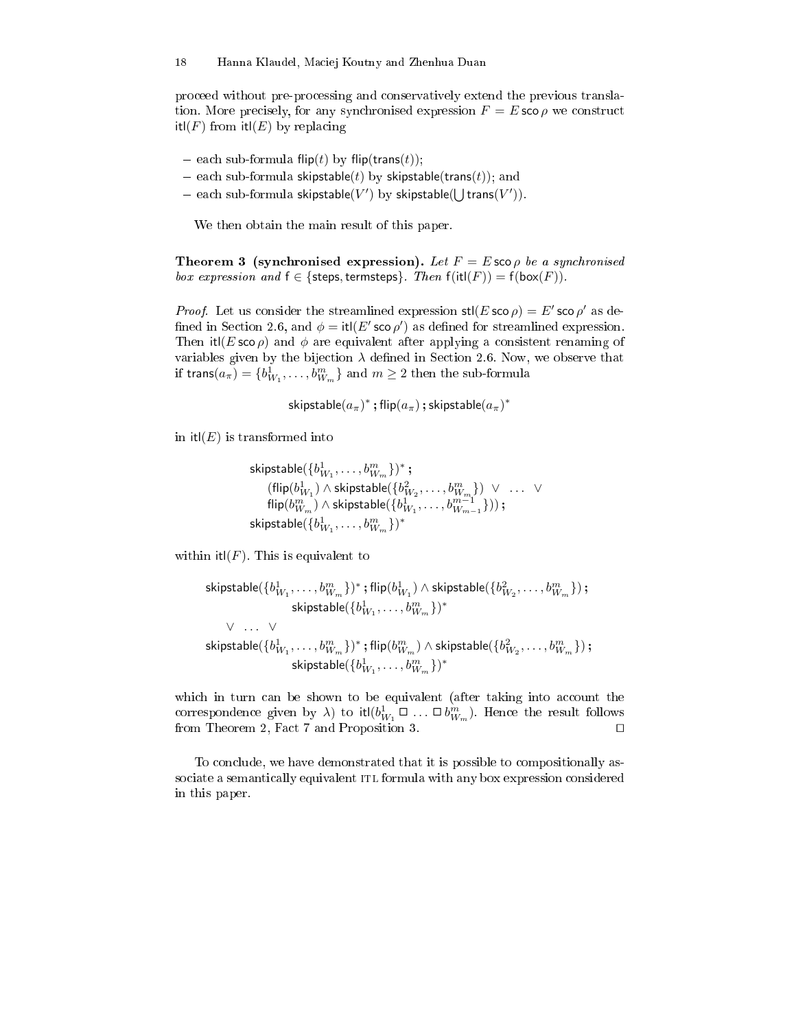proceed without pre-processing and conservatively extend the previous translation. More precisely, for any synchronised expression $F = E \,\mathsf{sco}\, \rho$ we construct $\mathsf{itl}(F)$ from $\mathsf{itl}(E)$ by replacing

- each sub-formula $\mathsf{flip}(t)$ by $\mathsf{flip}(\mathsf{trans}(t))$;
- each sub-formula $\mathsf{skipstable}(t)$ by $\mathsf{skipstable}(\mathsf{trans}(t))$; and
- each sub-formula $\mathsf{skipstable}(V')$ by $\mathsf{skipstable}(\bigcup \mathsf{trans}(V'))$.

We then obtain the main result of this paper.

**Theorem 3 (synchronised expression).** *Let $F = E \,\mathsf{sco}\, \rho$ be a synchronised box expression and $\mathsf{f} \in \{\mathsf{steps}, \mathsf{termsteps}\}$. Then $\mathsf{f}(\mathsf{itl}(F)) = \mathsf{f}(\mathsf{box}(F))$.*

*Proof.* Let us consider the streamlined expression $\mathsf{stl}(E \,\mathsf{sco}\, \rho) = E' \,\mathsf{sco}\, \rho'$ as defined in Section 2.6, and $\phi = \mathsf{itl}(E' \,\mathsf{sco}\, \rho')$ as defined for streamlined expression. Then $\mathsf{itl}(E \,\mathsf{sco}\, \rho)$ and $\phi$ are equivalent after applying a consistent renaming of variables given by the bijection $\lambda$ defined in Section 2.6. Now, we observe that if $\mathsf{trans}(a_\pi) = \{b^1_{W_1}, \ldots, b^m_{W_m}\}$ and $m \geq 2$ then the sub-formula

$$\mathsf{skipstable}(a_\pi)^* \,;\, \mathsf{flip}(a_\pi) \,;\, \mathsf{skipstable}(a_\pi)^*$$

in $\mathsf{itl}(E)$ is transformed into

$$\begin{array}{l}
\mathsf{skipstable}(\{b^1_{W_1}, \ldots, b^m_{W_m}\})^* \,; \\
\quad (\mathsf{flip}(b^1_{W_1}) \wedge \mathsf{skipstable}(\{b^2_{W_2}, \ldots, b^m_{W_m}\}) \;\vee\; \ldots \;\vee \\
\quad \mathsf{flip}(b^m_{W_m}) \wedge \mathsf{skipstable}(\{b^1_{W_1}, \ldots, b^{m-1}_{W_{m-1}}\})) \,; \\
\mathsf{skipstable}(\{b^1_{W_1}, \ldots, b^m_{W_m}\})^*
\end{array}$$

within $\mathsf{itl}(F)$. This is equivalent to

$$\begin{array}{l}
\mathsf{skipstable}(\{b^1_{W_1}, \ldots, b^m_{W_m}\})^* \,; \mathsf{flip}(b^1_{W_1}) \wedge \mathsf{skipstable}(\{b^2_{W_2}, \ldots, b^m_{W_m}\}) \,; \\
\qquad\qquad \mathsf{skipstable}(\{b^1_{W_1}, \ldots, b^m_{W_m}\})^* \\
\quad \vee \;\ldots\; \vee \\
\mathsf{skipstable}(\{b^1_{W_1}, \ldots, b^m_{W_m}\})^* \,; \mathsf{flip}(b^m_{W_m}) \wedge \mathsf{skipstable}(\{b^2_{W_2}, \ldots, b^m_{W_m}\}) \,; \\
\qquad\qquad \mathsf{skipstable}(\{b^1_{W_1}, \ldots, b^m_{W_m}\})^*
\end{array}$$

which in turn can be shown to be equivalent (after taking into account the correspondence given by $\lambda$) to $\mathsf{itl}(b^1_{W_1} \,\square\, \ldots \,\square\, b^m_{W_m})$. Hence the result follows from Theorem 2, Fact 7 and Proposition 3. $\square$

To conclude, we have demonstrated that it is possible to compositionally associate a semantically equivalent ITL formula with any box expression considered in this paper.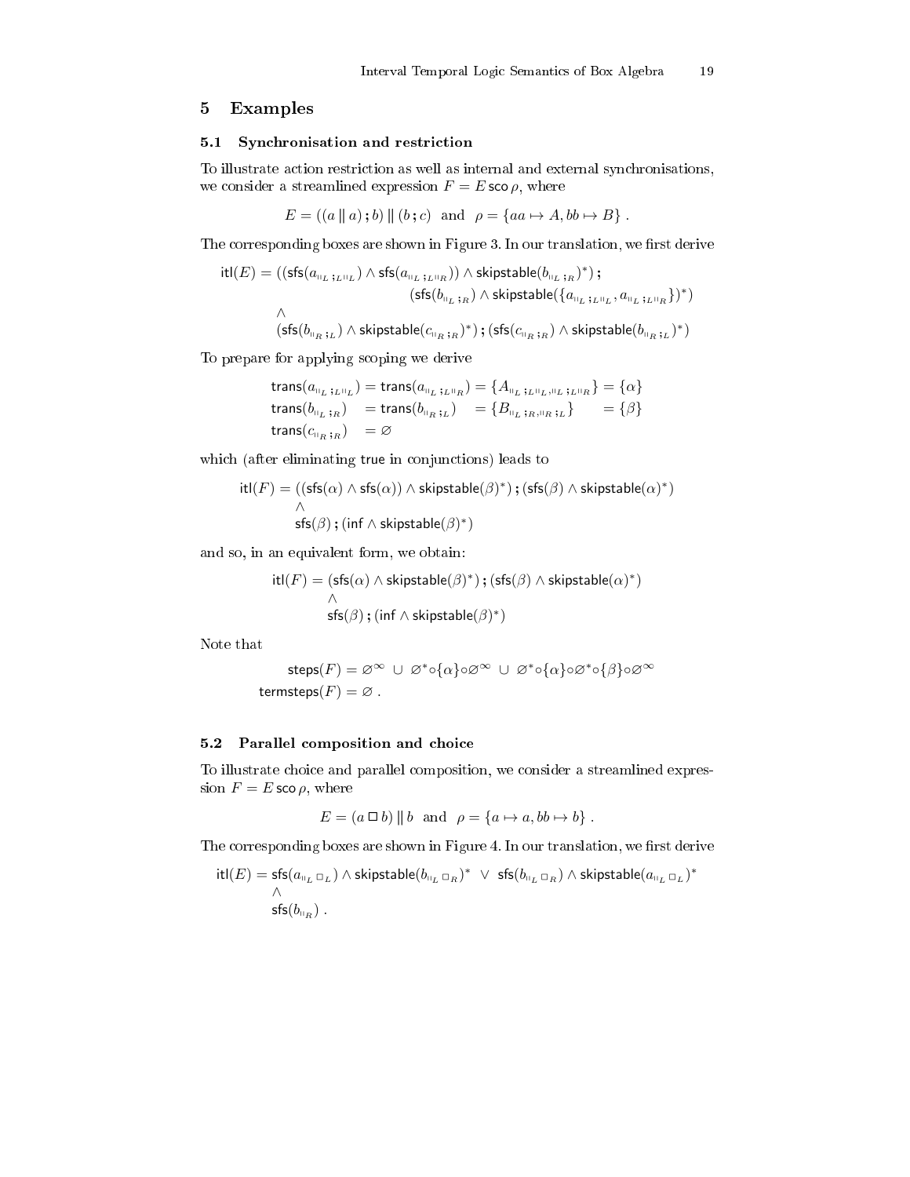## 5 Examples

### 5.1 Synchronisation and restriction

To illustrate action restriction as well as internal and external synchronisations, we consider a streamlined expression $F = E \,\mathsf{sco}\, \rho$, where

$$E = ((a \parallel a)\,;\, b) \parallel (b\,;\, c) \quad \text{and} \quad \rho = \{aa \mapsto A, bb \mapsto B\}\ .$$

The corresponding boxes are shown in Figure 3. In our translation, we first derive

$$\begin{aligned}
\mathsf{itl}(E) = (&(\mathsf{sfs}(a_{\shortparallel_L;_L\shortparallel_L}) \wedge \mathsf{sfs}(a_{\shortparallel_L;_L\shortparallel_R})) \wedge \mathsf{skipstable}(b_{\shortparallel_L;_R})^*)\,;\\
&\qquad\qquad\qquad (\mathsf{sfs}(b_{\shortparallel_L;_R}) \wedge \mathsf{skipstable}(\{a_{\shortparallel_L;_L\shortparallel_L}, a_{\shortparallel_L;_L\shortparallel_R}\})^*)\\
&\wedge\\
&(\mathsf{sfs}(b_{\shortparallel_R;_L}) \wedge \mathsf{skipstable}(c_{\shortparallel_R;_R})^*)\,;\,(\mathsf{sfs}(c_{\shortparallel_R;_R}) \wedge \mathsf{skipstable}(b_{\shortparallel_R;_L})^*)
\end{aligned}$$

To prepare for applying scoping we derive

$$\begin{aligned}
\mathsf{trans}(a_{\shortparallel_L;_L\shortparallel_L}) &= \mathsf{trans}(a_{\shortparallel_L;_L\shortparallel_R}) = \{A_{\shortparallel_L;_L\shortparallel_L,\shortparallel_L;_L\shortparallel_R}\} = \{\alpha\}\\
\mathsf{trans}(b_{\shortparallel_L;_R}) &= \mathsf{trans}(b_{\shortparallel_R;_L}) \quad = \{B_{\shortparallel_L;_R,\shortparallel_R;_L}\} \qquad = \{\beta\}\\
\mathsf{trans}(c_{\shortparallel_R;_R}) &= \varnothing
\end{aligned}$$

which (after eliminating true in conjunctions) leads to

$$\begin{aligned}
\mathsf{itl}(F) = (&(\mathsf{sfs}(\alpha) \wedge \mathsf{sfs}(\alpha)) \wedge \mathsf{skipstable}(\beta)^*)\,;\,(\mathsf{sfs}(\beta) \wedge \mathsf{skipstable}(\alpha)^*)\\
&\wedge\\
&\mathsf{sfs}(\beta)\,;\,(\mathsf{inf} \wedge \mathsf{skipstable}(\beta)^*)
\end{aligned}$$

and so, in an equivalent form, we obtain:

$$\begin{aligned}
\mathsf{itl}(F) = &(\mathsf{sfs}(\alpha) \wedge \mathsf{skipstable}(\beta)^*)\,;\,(\mathsf{sfs}(\beta) \wedge \mathsf{skipstable}(\alpha)^*)\\
&\wedge\\
&\mathsf{sfs}(\beta)\,;\,(\mathsf{inf} \wedge \mathsf{skipstable}(\beta)^*)
\end{aligned}$$

Note that

$$\begin{aligned}
\mathsf{steps}(F) &= \varnothing^\infty \ \cup\ \varnothing^*\circ\{\alpha\}\circ\varnothing^\infty \ \cup\ \varnothing^*\circ\{\alpha\}\circ\varnothing^*\circ\{\beta\}\circ\varnothing^\infty\\
\mathsf{termsteps}(F) &= \varnothing\ .
\end{aligned}$$

### 5.2 Parallel composition and choice

To illustrate choice and parallel composition, we consider a streamlined expression $F = E \,\mathsf{sco}\, \rho$, where

$$E = (a \,\square\, b) \parallel b \quad \text{and} \quad \rho = \{a \mapsto a, bb \mapsto b\}\ .$$

The corresponding boxes are shown in Figure 4. In our translation, we first derive

$$\begin{aligned}
\mathsf{itl}(E) = &\ \mathsf{sfs}(a_{\shortparallel_L\square_L}) \wedge \mathsf{skipstable}(b_{\shortparallel_L\square_R})^* \ \vee\ \mathsf{sfs}(b_{\shortparallel_L\square_R}) \wedge \mathsf{skipstable}(a_{\shortparallel_L\square_L})^*\\
&\wedge\\
&\mathsf{sfs}(b_{\shortparallel_R})\ .
\end{aligned}$$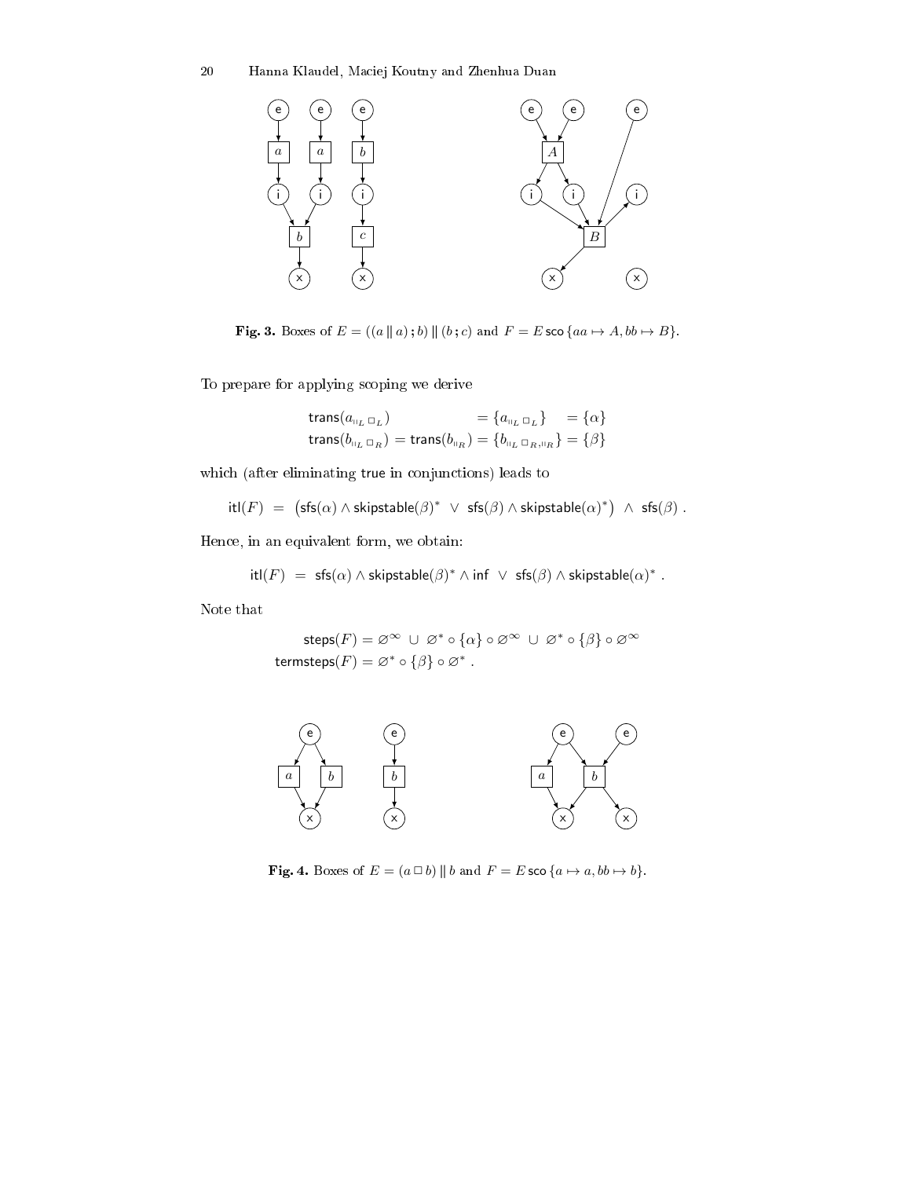**Fig. 3.** Boxes of $E = ((a \,\|\, a)\,;b) \,\|\, (b\,;c)$ and $F = E\,\mathsf{sco}\,\{aa \mapsto A, bb \mapsto B\}$.

To prepare for applying scoping we derive

$$
\begin{aligned}
\mathsf{trans}(a_{\|_L \square_L}) &= \{a_{\|_L \square_L}\} &= \{\alpha\} \\
\mathsf{trans}(b_{\|_L \square_R}) = \mathsf{trans}(b_{\|_R}) &= \{b_{\|_L \square_R, \|_R}\} &= \{\beta\}
\end{aligned}
$$

which (after eliminating true in conjunctions) leads to

$$
\mathsf{itl}(F) \;=\; \big(\mathsf{sfs}(\alpha) \wedge \mathsf{skipstable}(\beta)^* \;\vee\; \mathsf{sfs}(\beta) \wedge \mathsf{skipstable}(\alpha)^*\big) \;\wedge\; \mathsf{sfs}(\beta)\;.
$$

Hence, in an equivalent form, we obtain:

$$
\mathsf{itl}(F) \;=\; \mathsf{sfs}(\alpha) \wedge \mathsf{skipstable}(\beta)^* \wedge \mathsf{inf} \;\vee\; \mathsf{sfs}(\beta) \wedge \mathsf{skipstable}(\alpha)^*\;.
$$

Note that

$$
\begin{aligned}
\mathsf{steps}(F) &= \varnothing^\infty \;\cup\; \varnothing^* \circ \{\alpha\} \circ \varnothing^\infty \;\cup\; \varnothing^* \circ \{\beta\} \circ \varnothing^\infty \\
\mathsf{termsteps}(F) &= \varnothing^* \circ \{\beta\} \circ \varnothing^*\;.
\end{aligned}
$$

**Fig. 4.** Boxes of $E = (a \,\square\, b) \,\|\, b$ and $F = E\,\mathsf{sco}\,\{a \mapsto a, bb \mapsto b\}$.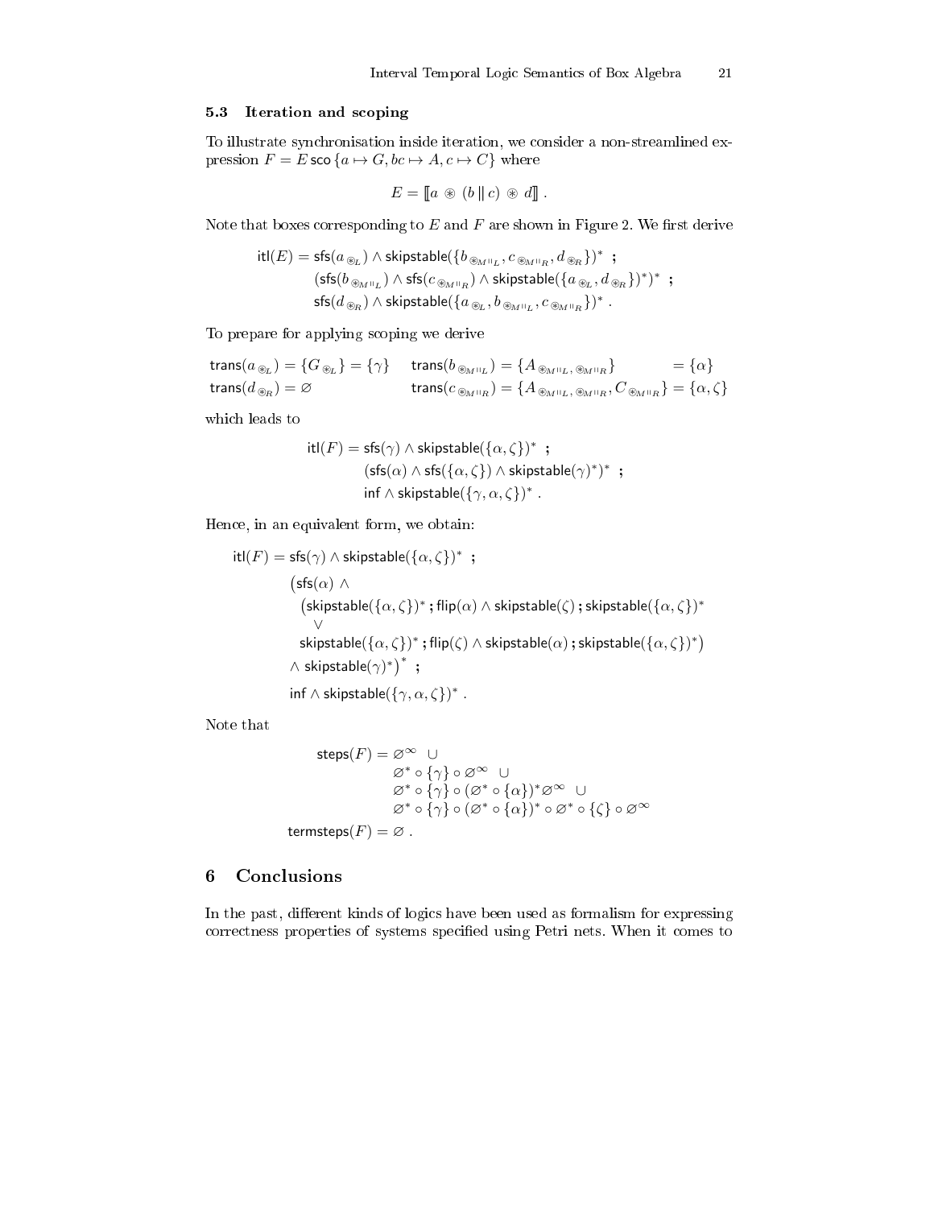### 5.3 Iteration and scoping

To illustrate synchronisation inside iteration, we consider a non-streamlined expression $F = E\,\mathsf{sco}\,\{a \mapsto G, bc \mapsto A, c \mapsto C\}$ where

$$E = [\![a \circledast (b \,\|\, c) \circledast d]\!] \; .$$

Note that boxes corresponding to $E$ and $F$ are shown in Figure 2. We first derive

$$\begin{aligned}
\mathsf{itl}(E) = {} & \mathsf{sfs}(a_{\circledast_L}) \wedge \mathsf{skipstable}(\{b_{\circledast_M \|_L}, c_{\circledast_M \|_R}, d_{\circledast_R}\})^* \;\; ; \\
& (\mathsf{sfs}(b_{\circledast_M \|_L}) \wedge \mathsf{sfs}(c_{\circledast_M \|_R}) \wedge \mathsf{skipstable}(\{a_{\circledast_L}, d_{\circledast_R}\})^*)^* \;\; ; \\
& \mathsf{sfs}(d_{\circledast_R}) \wedge \mathsf{skipstable}(\{a_{\circledast_L}, b_{\circledast_M \|_L}, c_{\circledast_M \|_R}\})^* \; .
\end{aligned}$$

To prepare for applying scoping we derive

$$\begin{aligned}
&\mathsf{trans}(a_{\circledast_L}) = \{G_{\circledast_L}\} = \{\gamma\} \quad && \mathsf{trans}(b_{\circledast_M \|_L}) = \{A_{\circledast_M \|_L, \circledast_M \|_R}\} && = \{\alpha\} \\
&\mathsf{trans}(d_{\circledast_R}) = \varnothing && \mathsf{trans}(c_{\circledast_M \|_R}) = \{A_{\circledast_M \|_L, \circledast_M \|_R}, C_{\circledast_M \|_R}\} && = \{\alpha, \zeta\}
\end{aligned}$$

which leads to

$$\begin{aligned}
\mathsf{itl}(F) = {} & \mathsf{sfs}(\gamma) \wedge \mathsf{skipstable}(\{\alpha, \zeta\})^* \;\; ; \\
& (\mathsf{sfs}(\alpha) \wedge \mathsf{sfs}(\{\alpha, \zeta\}) \wedge \mathsf{skipstable}(\gamma)^*)^* \;\; ; \\
& \mathsf{inf} \wedge \mathsf{skipstable}(\{\gamma, \alpha, \zeta\})^* \; .
\end{aligned}$$

Hence, in an equivalent form, we obtain:

$$\begin{aligned}
\mathsf{itl}(F) = {} & \mathsf{sfs}(\gamma) \wedge \mathsf{skipstable}(\{\alpha, \zeta\})^* \;\; ; \\
& \big(\mathsf{sfs}(\alpha) \wedge \\
& \quad \big(\mathsf{skipstable}(\{\alpha, \zeta\})^* \,;\, \mathsf{flip}(\alpha) \wedge \mathsf{skipstable}(\zeta) \,;\, \mathsf{skipstable}(\{\alpha, \zeta\})^* \\
& \qquad \vee \\
& \quad \mathsf{skipstable}(\{\alpha, \zeta\})^* \,;\, \mathsf{flip}(\zeta) \wedge \mathsf{skipstable}(\alpha) \,;\, \mathsf{skipstable}(\{\alpha, \zeta\})^*\big) \\
& \wedge \mathsf{skipstable}(\gamma)^*\big)^* \;\; ; \\
& \mathsf{inf} \wedge \mathsf{skipstable}(\{\gamma, \alpha, \zeta\})^* \; .
\end{aligned}$$

Note that

$$\begin{aligned}
\mathsf{steps}(F) = {} & \varnothing^\infty \;\; \cup \\
& \varnothing^* \circ \{\gamma\} \circ \varnothing^\infty \;\; \cup \\
& \varnothing^* \circ \{\gamma\} \circ (\varnothing^* \circ \{\alpha\})^* \varnothing^\infty \;\; \cup \\
& \varnothing^* \circ \{\gamma\} \circ (\varnothing^* \circ \{\alpha\})^* \circ \varnothing^* \circ \{\zeta\} \circ \varnothing^\infty \\
\mathsf{termsteps}(F) = {} & \varnothing \; .
\end{aligned}$$

## 6 Conclusions

In the past, different kinds of logics have been used as formalism for expressing correctness properties of systems specified using Petri nets. When it comes to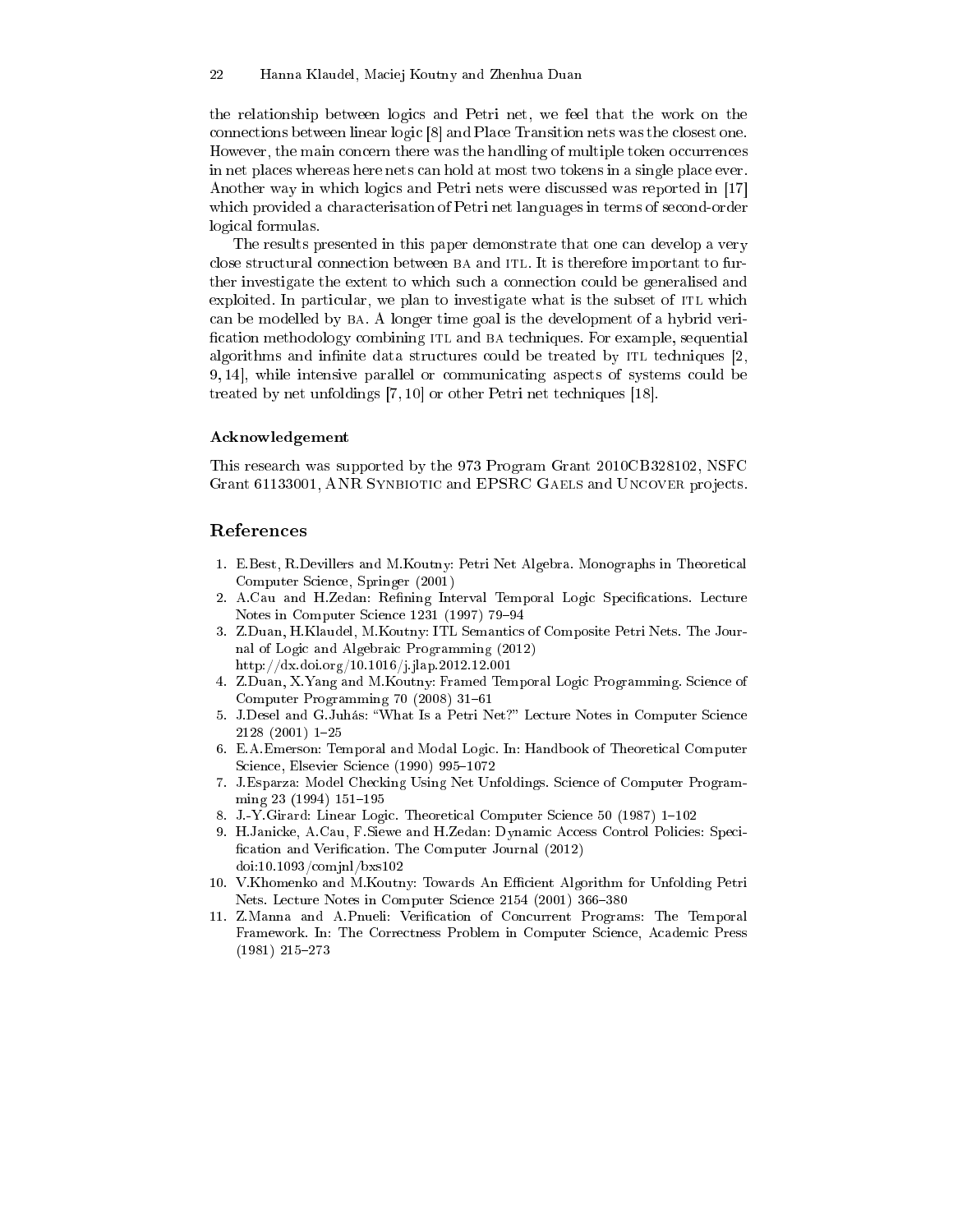the relationship between logics and Petri net, we feel that the work on the connections between linear logic [8] and Place Transition nets was the closest one. However, the main concern there was the handling of multiple token occurrences in net places whereas here nets can hold at most two tokens in a single place ever. Another way in which logics and Petri nets were discussed was reported in [17] which provided a characterisation of Petri net languages in terms of second-order logical formulas.

The results presented in this paper demonstrate that one can develop a very close structural connection between BA and ITL. It is therefore important to further investigate the extent to which such a connection could be generalised and exploited. In particular, we plan to investigate what is the subset of ITL which can be modelled by BA. A longer time goal is the development of a hybrid verification methodology combining ITL and BA techniques. For example, sequential algorithms and infinite data structures could be treated by ITL techniques [2, 9, 14], while intensive parallel or communicating aspects of systems could be treated by net unfoldings [7, 10] or other Petri net techniques [18].

#### Acknowledgement

This research was supported by the 973 Program Grant 2010CB328102, NSFC Grant 61133001, ANR Synbiotic and EPSRC Gaels and Uncover projects.

## References

1. E.Best, R.Devillers and M.Koutny: Petri Net Algebra. Monographs in Theoretical Computer Science, Springer (2001)
2. A.Cau and H.Zedan: Refining Interval Temporal Logic Specifications. Lecture Notes in Computer Science 1231 (1997) 79–94
3. Z.Duan, H.Klaudel, M.Koutny: ITL Semantics of Composite Petri Nets. The Journal of Logic and Algebraic Programming (2012) http://dx.doi.org/10.1016/j.jlap.2012.12.001
4. Z.Duan, X.Yang and M.Koutny: Framed Temporal Logic Programming. Science of Computer Programming 70 (2008) 31–61
5. J.Desel and G.Juhás: "What Is a Petri Net?" Lecture Notes in Computer Science 2128 (2001) 1–25
6. E.A.Emerson: Temporal and Modal Logic. In: Handbook of Theoretical Computer Science, Elsevier Science (1990) 995–1072
7. J.Esparza: Model Checking Using Net Unfoldings. Science of Computer Programming 23 (1994) 151–195
8. J.-Y.Girard: Linear Logic. Theoretical Computer Science 50 (1987) 1–102
9. H.Janicke, A.Cau, F.Siewe and H.Zedan: Dynamic Access Control Policies: Specification and Verification. The Computer Journal (2012) doi:10.1093/comjnl/bxs102
10. V.Khomenko and M.Koutny: Towards An Efficient Algorithm for Unfolding Petri Nets. Lecture Notes in Computer Science 2154 (2001) 366–380
11. Z.Manna and A.Pnueli: Verification of Concurrent Programs: The Temporal Framework. In: The Correctness Problem in Computer Science, Academic Press (1981) 215–273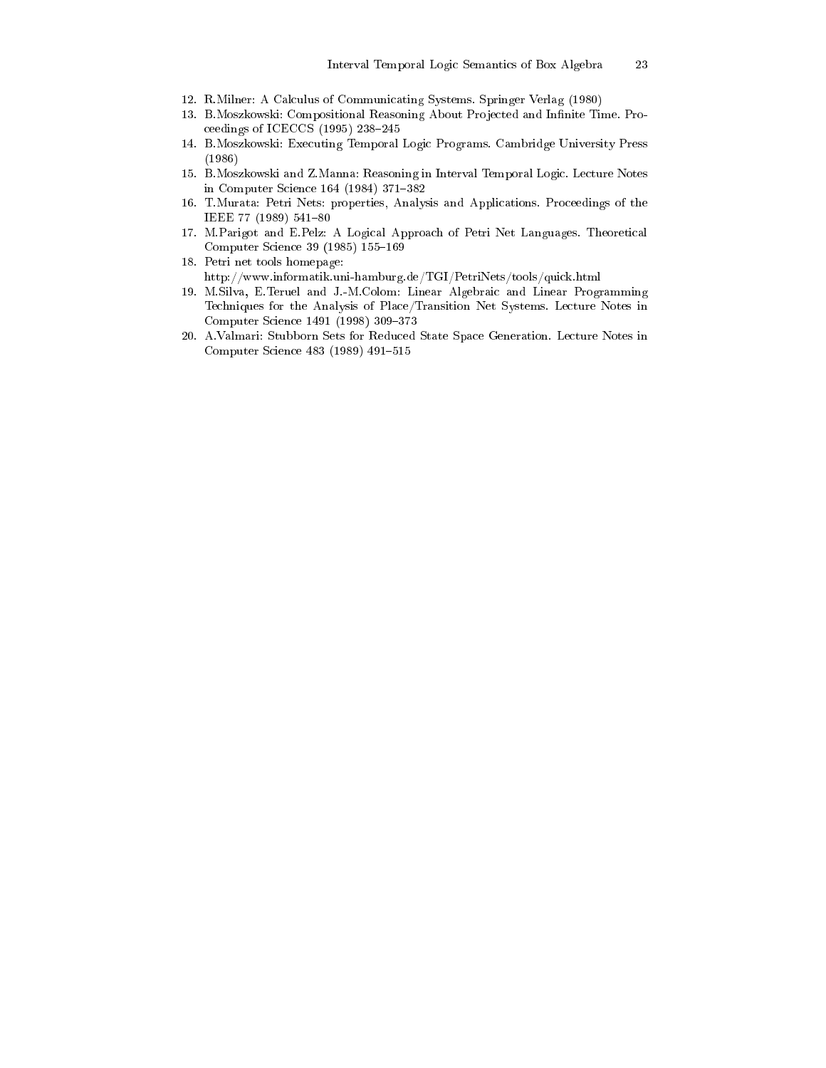12. R.Milner: A Calculus of Communicating Systems. Springer Verlag (1980)
13. B.Moszkowski: Compositional Reasoning About Projected and Infinite Time. Proceedings of ICECCS (1995) 238–245
14. B.Moszkowski: Executing Temporal Logic Programs. Cambridge University Press (1986)
15. B.Moszkowski and Z.Manna: Reasoning in Interval Temporal Logic. Lecture Notes in Computer Science 164 (1984) 371–382
16. T.Murata: Petri Nets: properties, Analysis and Applications. Proceedings of the IEEE 77 (1989) 541–80
17. M.Parigot and E.Pelz: A Logical Approach of Petri Net Languages. Theoretical Computer Science 39 (1985) 155–169
18. Petri net tools homepage:
    http://www.informatik.uni-hamburg.de/TGI/PetriNets/tools/quick.html
19. M.Silva, E.Teruel and J.-M.Colom: Linear Algebraic and Linear Programming Techniques for the Analysis of Place/Transition Net Systems. Lecture Notes in Computer Science 1491 (1998) 309–373
20. A.Valmari: Stubborn Sets for Reduced State Space Generation. Lecture Notes in Computer Science 483 (1989) 491–515